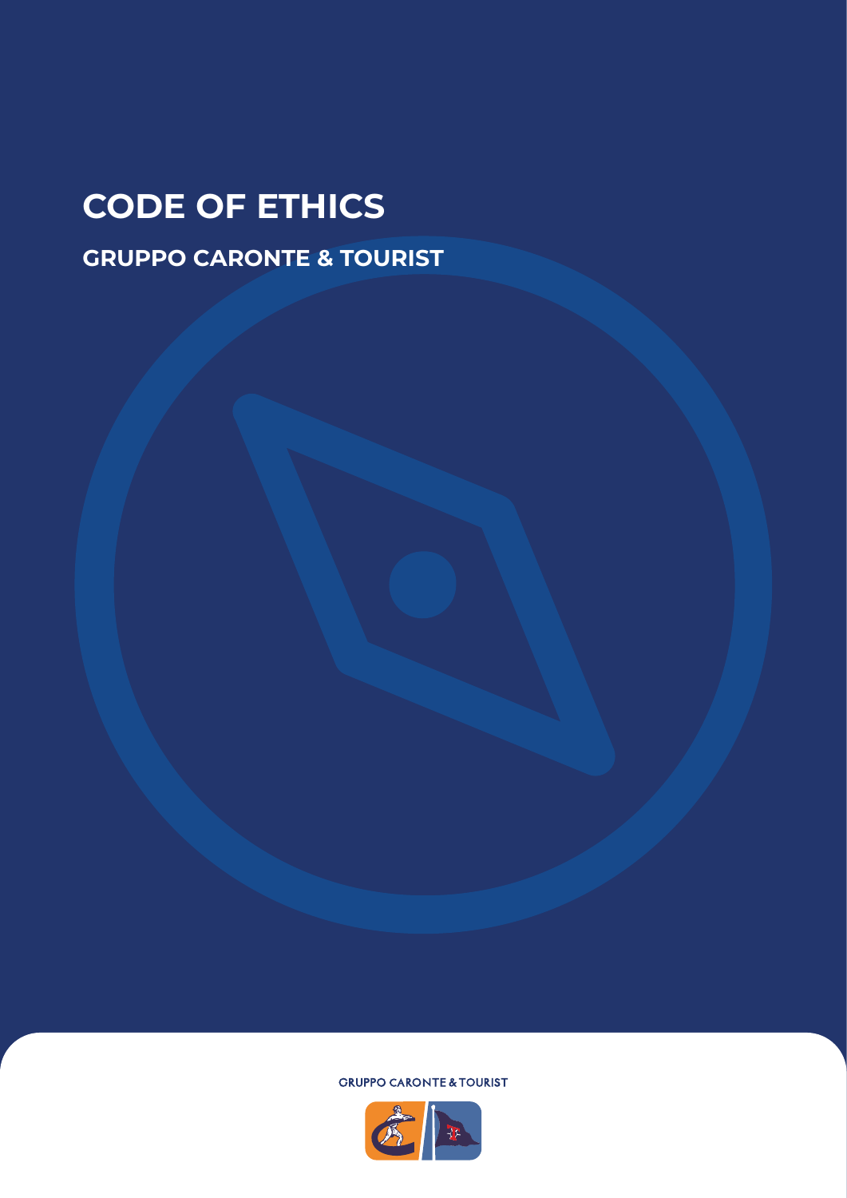# CODE OF ETHICS

## GRUPPO CARONTE & TOURIST

GRUPPO CARONTE & TOURIST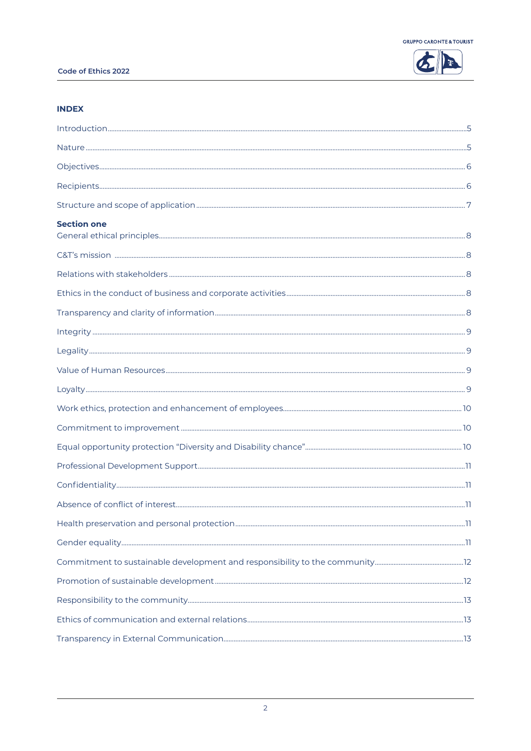## INDEX

Introduction ........ 5

Nature ........ 5

Objectives ........ 6

Recipients ........ 6

Structure and scope of application ........ 7

**Section one**

General ethical principles ........ 8

C&T's mission ........ 8

Relations with stakeholders ........ 8

Ethics in the conduct of business and corporate activities ........ 8

Transparency and clarity of information ........ 8

Integrity ........ 9

Legality ........ 9

Value of Human Resources ........ 9

Loyalty ........ 9

Work ethics, protection and enhancement of employees ........ 10

Commitment to improvement ........ 10

Equal opportunity protection "Diversity and Disability chance" ........ 10

Professional Development Support ........ 11

Confidentiality ........ 11

Absence of conflict of interest ........ 11

Health preservation and personal protection ........ 11

Gender equality ........ 11

Commitment to sustainable development and responsibility to the community ........ 12

Promotion of sustainable development ........ 12

Responsibility to the community ........ 13

Ethics of communication and external relations ........ 13

Transparency in External Communication ........ 13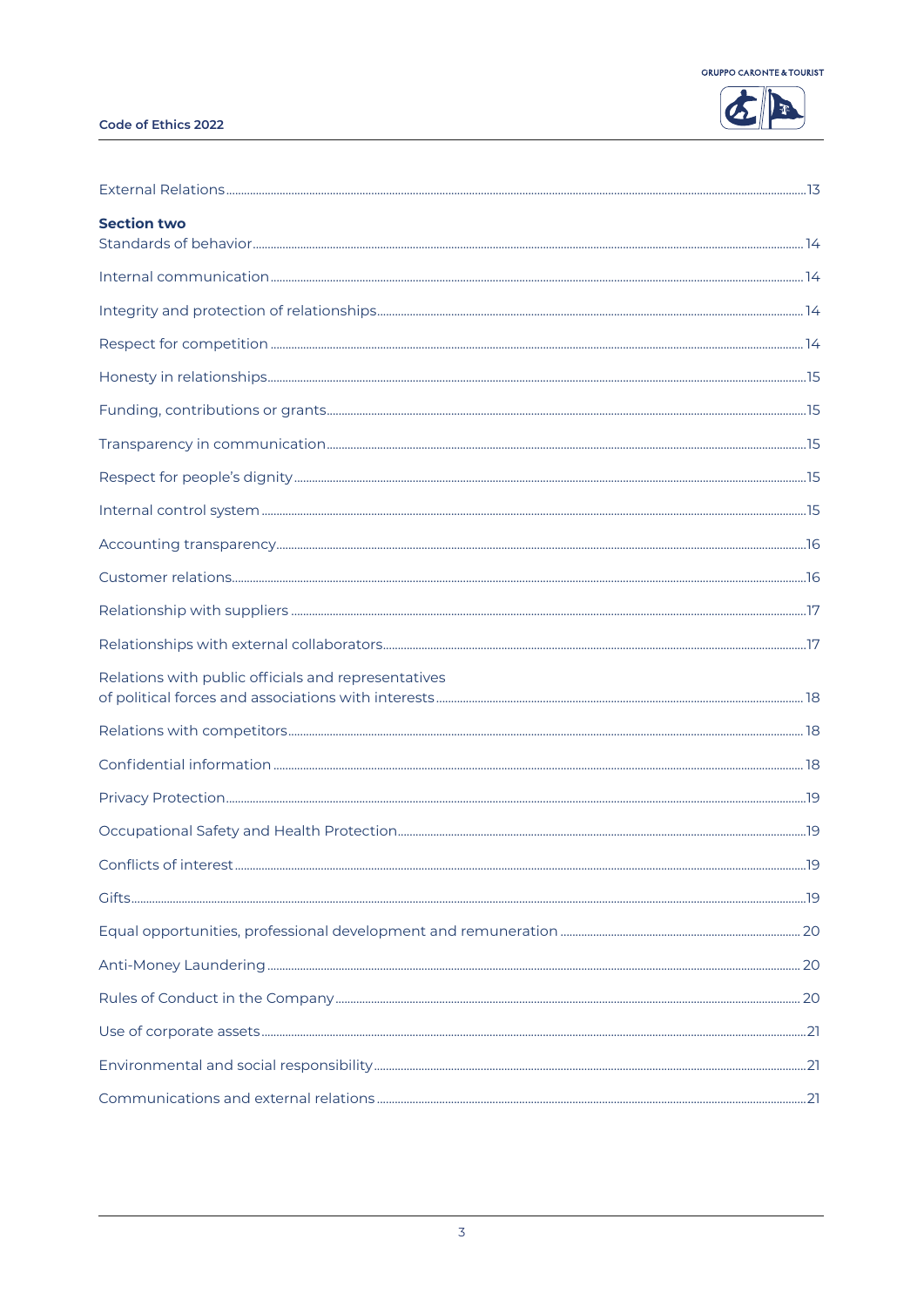External Relations .....13

**Section two**

Standards of behavior .....14

Internal communication .....14

Integrity and protection of relationships .....14

Respect for competition .....14

Honesty in relationships .....15

Funding, contributions or grants .....15

Transparency in communication .....15

Respect for people's dignity .....15

Internal control system .....15

Accounting transparency .....16

Customer relations .....16

Relationship with suppliers .....17

Relationships with external collaborators .....17

Relations with public officials and representatives of political forces and associations with interests .....18

Relations with competitors .....18

Confidential information .....18

Privacy Protection .....19

Occupational Safety and Health Protection .....19

Conflicts of interest .....19

Gifts .....19

Equal opportunities, professional development and remuneration .....20

Anti-Money Laundering .....20

Rules of Conduct in the Company .....20

Use of corporate assets .....21

Environmental and social responsibility .....21

Communications and external relations .....21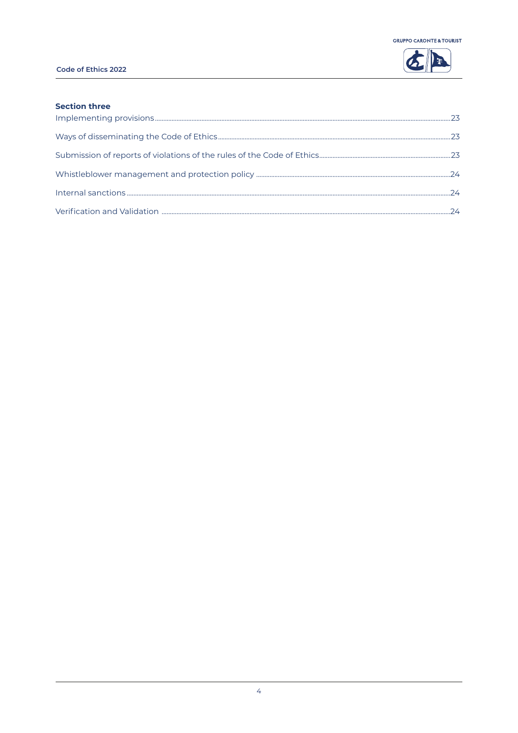**Section three**

Implementing provisions ... 23

Ways of disseminating the Code of Ethics ... 23

Submission of reports of violations of the rules of the Code of Ethics ... 23

Whistleblower management and protection policy ... 24

Internal sanctions ... 24

Verification and Validation ... 24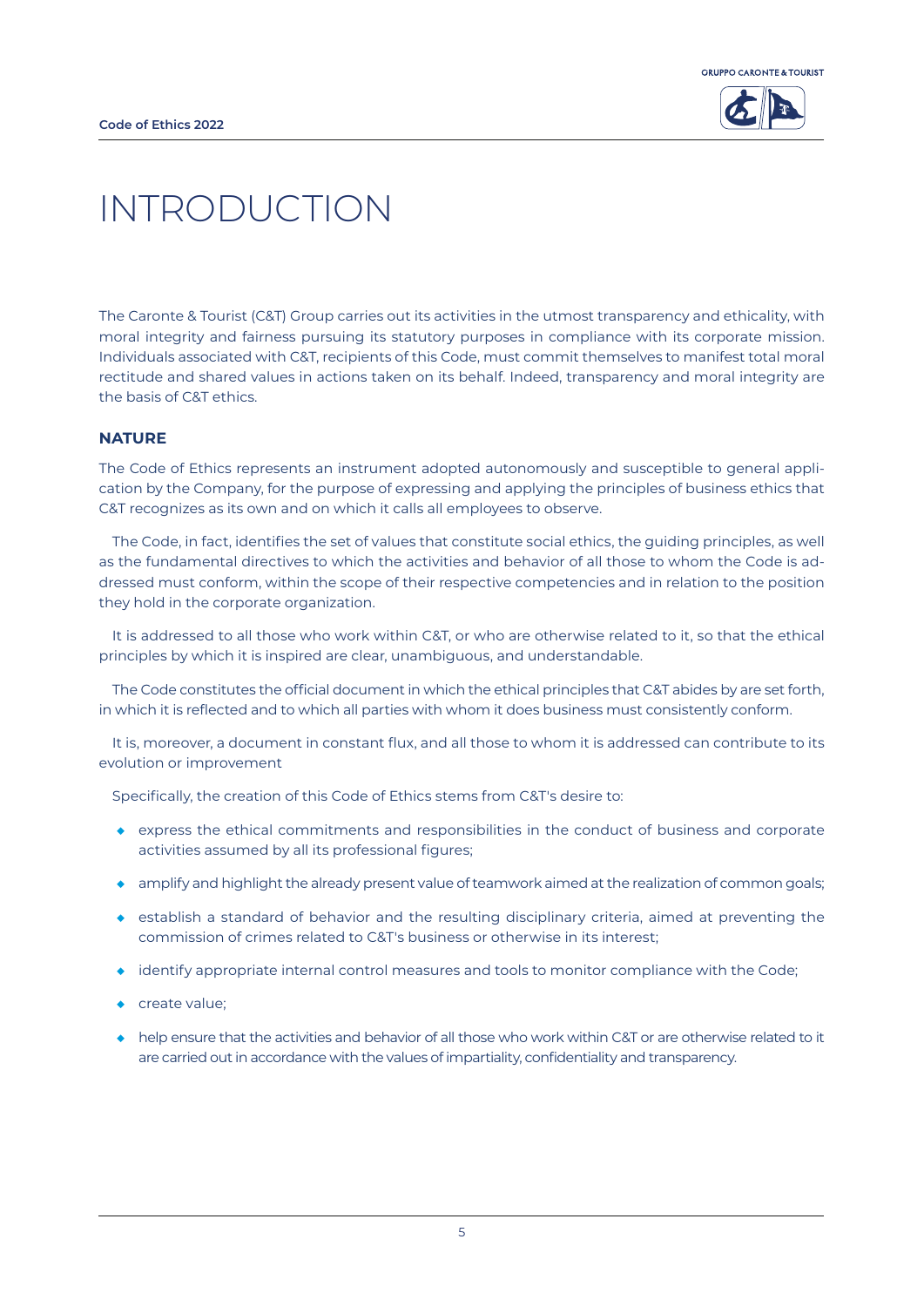# INTRODUCTION

The Caronte & Tourist (C&T) Group carries out its activities in the utmost transparency and ethicality, with moral integrity and fairness pursuing its statutory purposes in compliance with its corporate mission. Individuals associated with C&T, recipients of this Code, must commit themselves to manifest total moral rectitude and shared values in actions taken on its behalf. Indeed, transparency and moral integrity are the basis of C&T ethics.

## NATURE

The Code of Ethics represents an instrument adopted autonomously and susceptible to general application by the Company, for the purpose of expressing and applying the principles of business ethics that C&T recognizes as its own and on which it calls all employees to observe.

The Code, in fact, identifies the set of values that constitute social ethics, the guiding principles, as well as the fundamental directives to which the activities and behavior of all those to whom the Code is addressed must conform, within the scope of their respective competencies and in relation to the position they hold in the corporate organization.

It is addressed to all those who work within C&T, or who are otherwise related to it, so that the ethical principles by which it is inspired are clear, unambiguous, and understandable.

The Code constitutes the official document in which the ethical principles that C&T abides by are set forth, in which it is reflected and to which all parties with whom it does business must consistently conform.

It is, moreover, a document in constant flux, and all those to whom it is addressed can contribute to its evolution or improvement

Specifically, the creation of this Code of Ethics stems from C&T's desire to:

- express the ethical commitments and responsibilities in the conduct of business and corporate activities assumed by all its professional figures;
- amplify and highlight the already present value of teamwork aimed at the realization of common goals;
- establish a standard of behavior and the resulting disciplinary criteria, aimed at preventing the commission of crimes related to C&T's business or otherwise in its interest;
- identify appropriate internal control measures and tools to monitor compliance with the Code;
- create value;
- help ensure that the activities and behavior of all those who work within C&T or are otherwise related to it are carried out in accordance with the values of impartiality, confidentiality and transparency.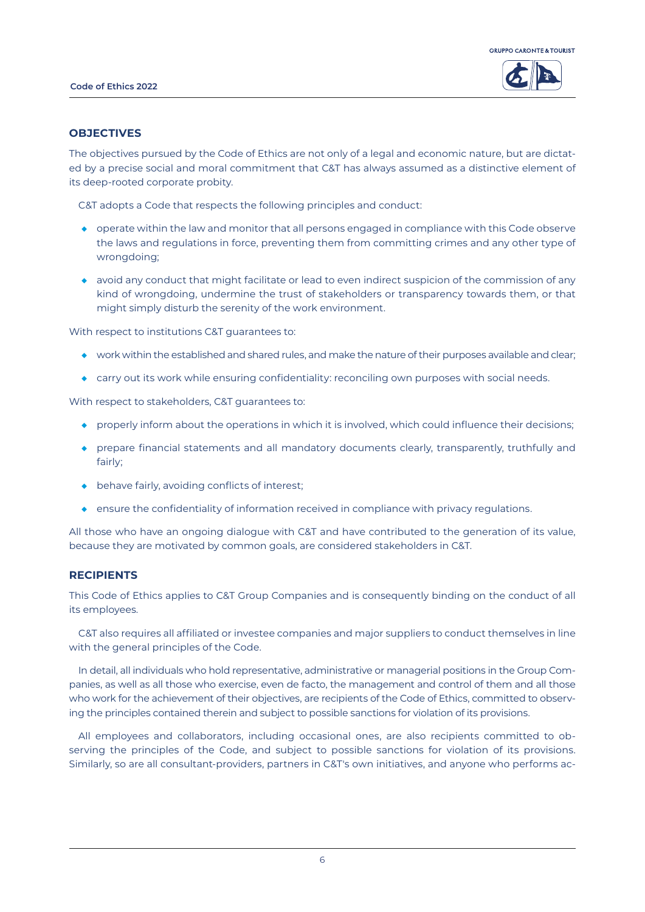## OBJECTIVES

The objectives pursued by the Code of Ethics are not only of a legal and economic nature, but are dictated by a precise social and moral commitment that C&T has always assumed as a distinctive element of its deep-rooted corporate probity.

C&T adopts a Code that respects the following principles and conduct:

- operate within the law and monitor that all persons engaged in compliance with this Code observe the laws and regulations in force, preventing them from committing crimes and any other type of wrongdoing;
- avoid any conduct that might facilitate or lead to even indirect suspicion of the commission of any kind of wrongdoing, undermine the trust of stakeholders or transparency towards them, or that might simply disturb the serenity of the work environment.

With respect to institutions C&T guarantees to:

- work within the established and shared rules, and make the nature of their purposes available and clear;
- carry out its work while ensuring confidentiality: reconciling own purposes with social needs.

With respect to stakeholders, C&T guarantees to:

- properly inform about the operations in which it is involved, which could influence their decisions;
- prepare financial statements and all mandatory documents clearly, transparently, truthfully and fairly;
- behave fairly, avoiding conflicts of interest;
- ensure the confidentiality of information received in compliance with privacy regulations.

All those who have an ongoing dialogue with C&T and have contributed to the generation of its value, because they are motivated by common goals, are considered stakeholders in C&T.

## RECIPIENTS

This Code of Ethics applies to C&T Group Companies and is consequently binding on the conduct of all its employees.

C&T also requires all affiliated or investee companies and major suppliers to conduct themselves in line with the general principles of the Code.

In detail, all individuals who hold representative, administrative or managerial positions in the Group Companies, as well as all those who exercise, even de facto, the management and control of them and all those who work for the achievement of their objectives, are recipients of the Code of Ethics, committed to observing the principles contained therein and subject to possible sanctions for violation of its provisions.

All employees and collaborators, including occasional ones, are also recipients committed to observing the principles of the Code, and subject to possible sanctions for violation of its provisions. Similarly, so are all consultant-providers, partners in C&T's own initiatives, and anyone who performs ac-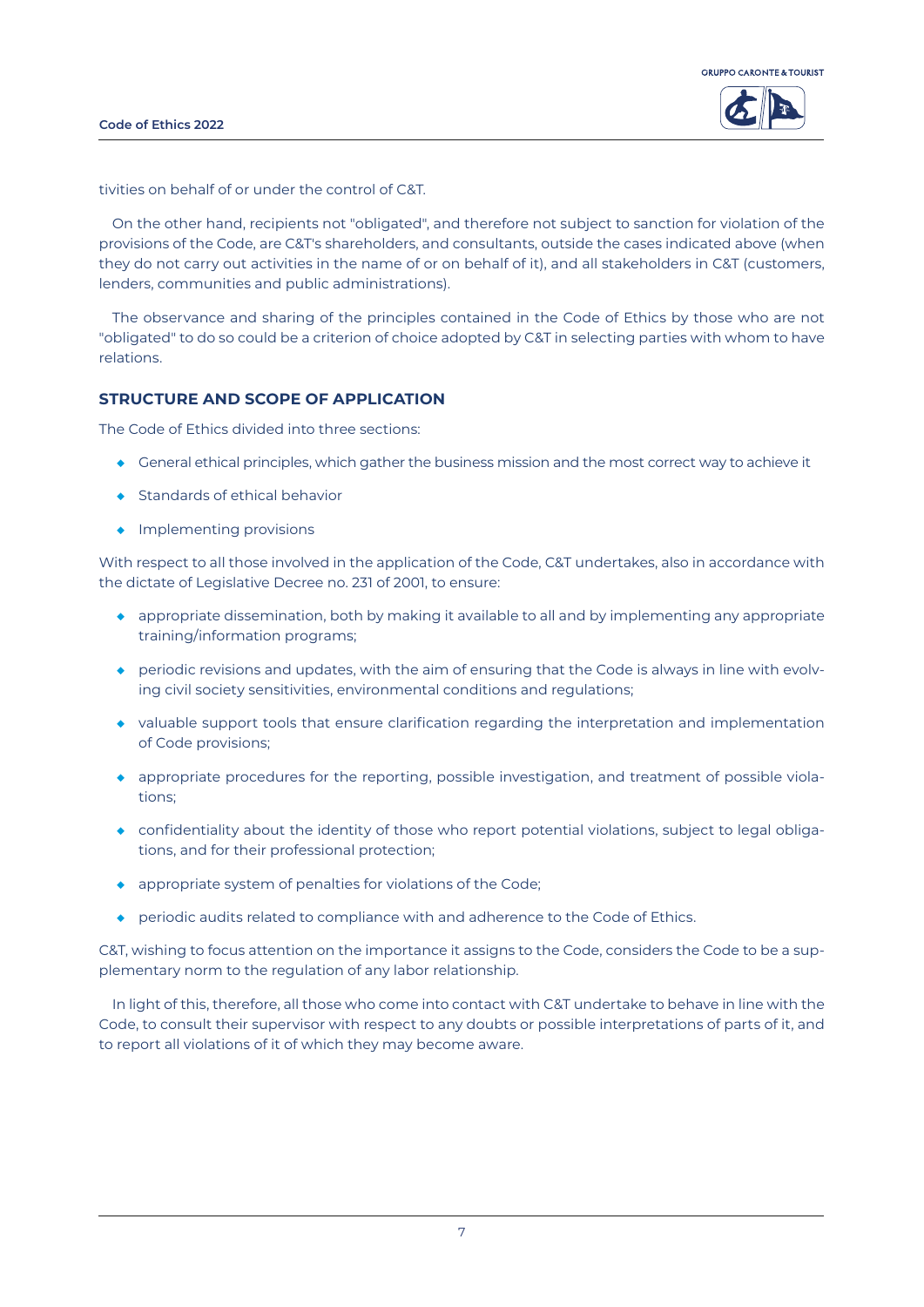tivities on behalf of or under the control of C&T.

On the other hand, recipients not "obligated", and therefore not subject to sanction for violation of the provisions of the Code, are C&T's shareholders, and consultants, outside the cases indicated above (when they do not carry out activities in the name of or on behalf of it), and all stakeholders in C&T (customers, lenders, communities and public administrations).

The observance and sharing of the principles contained in the Code of Ethics by those who are not "obligated" to do so could be a criterion of choice adopted by C&T in selecting parties with whom to have relations.

## STRUCTURE AND SCOPE OF APPLICATION

The Code of Ethics divided into three sections:

- General ethical principles, which gather the business mission and the most correct way to achieve it
- Standards of ethical behavior
- Implementing provisions

With respect to all those involved in the application of the Code, C&T undertakes, also in accordance with the dictate of Legislative Decree no. 231 of 2001, to ensure:

- appropriate dissemination, both by making it available to all and by implementing any appropriate training/information programs;
- periodic revisions and updates, with the aim of ensuring that the Code is always in line with evolving civil society sensitivities, environmental conditions and regulations;
- valuable support tools that ensure clarification regarding the interpretation and implementation of Code provisions;
- appropriate procedures for the reporting, possible investigation, and treatment of possible violations;
- confidentiality about the identity of those who report potential violations, subject to legal obligations, and for their professional protection;
- appropriate system of penalties for violations of the Code;
- periodic audits related to compliance with and adherence to the Code of Ethics.

C&T, wishing to focus attention on the importance it assigns to the Code, considers the Code to be a supplementary norm to the regulation of any labor relationship.

In light of this, therefore, all those who come into contact with C&T undertake to behave in line with the Code, to consult their supervisor with respect to any doubts or possible interpretations of parts of it, and to report all violations of it of which they may become aware.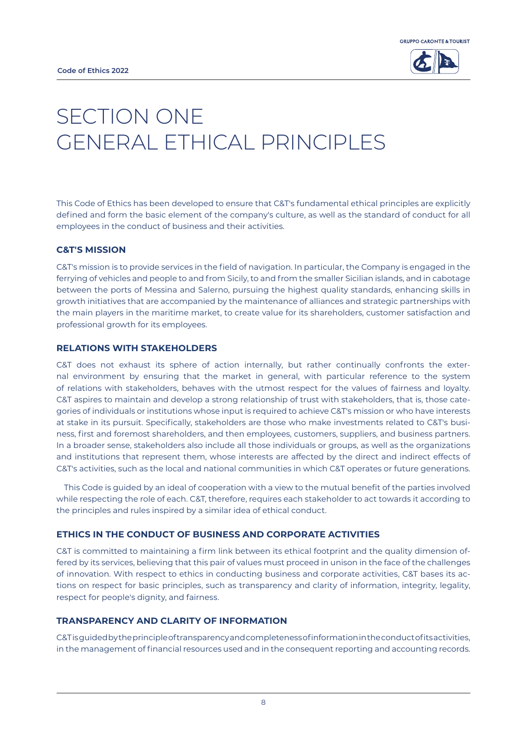# SECTION ONE GENERAL ETHICAL PRINCIPLES

This Code of Ethics has been developed to ensure that C&T's fundamental ethical principles are explicitly defined and form the basic element of the company's culture, as well as the standard of conduct for all employees in the conduct of business and their activities.

## C&T'S MISSION

C&T's mission is to provide services in the field of navigation. In particular, the Company is engaged in the ferrying of vehicles and people to and from Sicily, to and from the smaller Sicilian islands, and in cabotage between the ports of Messina and Salerno, pursuing the highest quality standards, enhancing skills in growth initiatives that are accompanied by the maintenance of alliances and strategic partnerships with the main players in the maritime market, to create value for its shareholders, customer satisfaction and professional growth for its employees.

## RELATIONS WITH STAKEHOLDERS

C&T does not exhaust its sphere of action internally, but rather continually confronts the external environment by ensuring that the market in general, with particular reference to the system of relations with stakeholders, behaves with the utmost respect for the values of fairness and loyalty. C&T aspires to maintain and develop a strong relationship of trust with stakeholders, that is, those categories of individuals or institutions whose input is required to achieve C&T's mission or who have interests at stake in its pursuit. Specifically, stakeholders are those who make investments related to C&T's business, first and foremost shareholders, and then employees, customers, suppliers, and business partners. In a broader sense, stakeholders also include all those individuals or groups, as well as the organizations and institutions that represent them, whose interests are affected by the direct and indirect effects of C&T's activities, such as the local and national communities in which C&T operates or future generations.

This Code is guided by an ideal of cooperation with a view to the mutual benefit of the parties involved while respecting the role of each. C&T, therefore, requires each stakeholder to act towards it according to the principles and rules inspired by a similar idea of ethical conduct.

## ETHICS IN THE CONDUCT OF BUSINESS AND CORPORATE ACTIVITIES

C&T is committed to maintaining a firm link between its ethical footprint and the quality dimension offered by its services, believing that this pair of values must proceed in unison in the face of the challenges of innovation. With respect to ethics in conducting business and corporate activities, C&T bases its actions on respect for basic principles, such as transparency and clarity of information, integrity, legality, respect for people's dignity, and fairness.

## TRANSPARENCY AND CLARITY OF INFORMATION

C&T is guided by the principle of transparency and completeness of information in the conduct of its activities, in the management of financial resources used and in the consequent reporting and accounting records.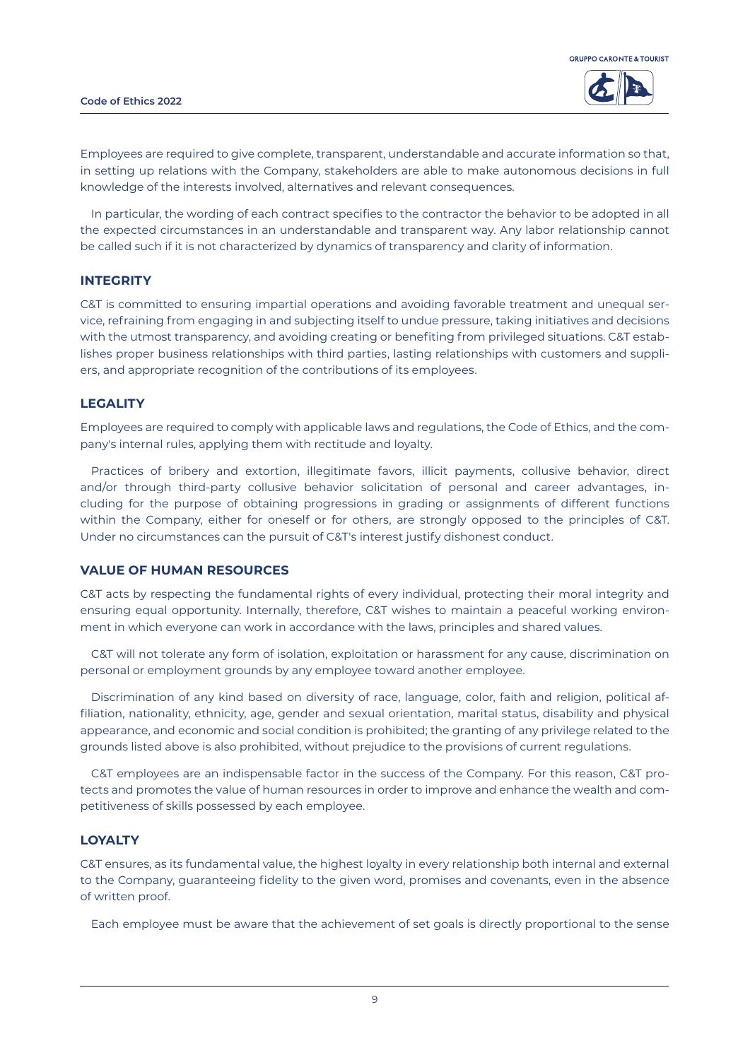Employees are required to give complete, transparent, understandable and accurate information so that, in setting up relations with the Company, stakeholders are able to make autonomous decisions in full knowledge of the interests involved, alternatives and relevant consequences.

In particular, the wording of each contract specifies to the contractor the behavior to be adopted in all the expected circumstances in an understandable and transparent way. Any labor relationship cannot be called such if it is not characterized by dynamics of transparency and clarity of information.

### INTEGRITY

C&T is committed to ensuring impartial operations and avoiding favorable treatment and unequal service, refraining from engaging in and subjecting itself to undue pressure, taking initiatives and decisions with the utmost transparency, and avoiding creating or benefiting from privileged situations. C&T establishes proper business relationships with third parties, lasting relationships with customers and suppliers, and appropriate recognition of the contributions of its employees.

### LEGALITY

Employees are required to comply with applicable laws and regulations, the Code of Ethics, and the company's internal rules, applying them with rectitude and loyalty.

Practices of bribery and extortion, illegitimate favors, illicit payments, collusive behavior, direct and/or through third-party collusive behavior solicitation of personal and career advantages, including for the purpose of obtaining progressions in grading or assignments of different functions within the Company, either for oneself or for others, are strongly opposed to the principles of C&T. Under no circumstances can the pursuit of C&T's interest justify dishonest conduct.

### VALUE OF HUMAN RESOURCES

C&T acts by respecting the fundamental rights of every individual, protecting their moral integrity and ensuring equal opportunity. Internally, therefore, C&T wishes to maintain a peaceful working environment in which everyone can work in accordance with the laws, principles and shared values.

C&T will not tolerate any form of isolation, exploitation or harassment for any cause, discrimination on personal or employment grounds by any employee toward another employee.

Discrimination of any kind based on diversity of race, language, color, faith and religion, political affiliation, nationality, ethnicity, age, gender and sexual orientation, marital status, disability and physical appearance, and economic and social condition is prohibited; the granting of any privilege related to the grounds listed above is also prohibited, without prejudice to the provisions of current regulations.

C&T employees are an indispensable factor in the success of the Company. For this reason, C&T protects and promotes the value of human resources in order to improve and enhance the wealth and competitiveness of skills possessed by each employee.

### LOYALTY

C&T ensures, as its fundamental value, the highest loyalty in every relationship both internal and external to the Company, guaranteeing fidelity to the given word, promises and covenants, even in the absence of written proof.

Each employee must be aware that the achievement of set goals is directly proportional to the sense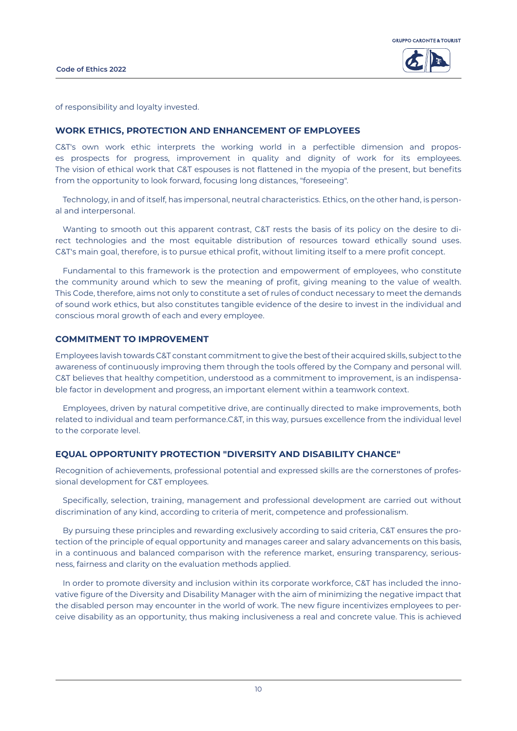of responsibility and loyalty invested.

## WORK ETHICS, PROTECTION AND ENHANCEMENT OF EMPLOYEES

C&T's own work ethic interprets the working world in a perfectible dimension and proposes prospects for progress, improvement in quality and dignity of work for its employees. The vision of ethical work that C&T espouses is not flattened in the myopia of the present, but benefits from the opportunity to look forward, focusing long distances, "foreseeing".

Technology, in and of itself, has impersonal, neutral characteristics. Ethics, on the other hand, is personal and interpersonal.

Wanting to smooth out this apparent contrast, C&T rests the basis of its policy on the desire to direct technologies and the most equitable distribution of resources toward ethically sound uses. C&T's main goal, therefore, is to pursue ethical profit, without limiting itself to a mere profit concept.

Fundamental to this framework is the protection and empowerment of employees, who constitute the community around which to sew the meaning of profit, giving meaning to the value of wealth. This Code, therefore, aims not only to constitute a set of rules of conduct necessary to meet the demands of sound work ethics, but also constitutes tangible evidence of the desire to invest in the individual and conscious moral growth of each and every employee.

## COMMITMENT TO IMPROVEMENT

Employees lavish towards C&T constant commitment to give the best of their acquired skills, subject to the awareness of continuously improving them through the tools offered by the Company and personal will. C&T believes that healthy competition, understood as a commitment to improvement, is an indispensable factor in development and progress, an important element within a teamwork context.

Employees, driven by natural competitive drive, are continually directed to make improvements, both related to individual and team performance.C&T, in this way, pursues excellence from the individual level to the corporate level.

## EQUAL OPPORTUNITY PROTECTION "DIVERSITY AND DISABILITY CHANCE"

Recognition of achievements, professional potential and expressed skills are the cornerstones of professional development for C&T employees.

Specifically, selection, training, management and professional development are carried out without discrimination of any kind, according to criteria of merit, competence and professionalism.

By pursuing these principles and rewarding exclusively according to said criteria, C&T ensures the protection of the principle of equal opportunity and manages career and salary advancements on this basis, in a continuous and balanced comparison with the reference market, ensuring transparency, seriousness, fairness and clarity on the evaluation methods applied.

In order to promote diversity and inclusion within its corporate workforce, C&T has included the innovative figure of the Diversity and Disability Manager with the aim of minimizing the negative impact that the disabled person may encounter in the world of work. The new figure incentivizes employees to perceive disability as an opportunity, thus making inclusiveness a real and concrete value. This is achieved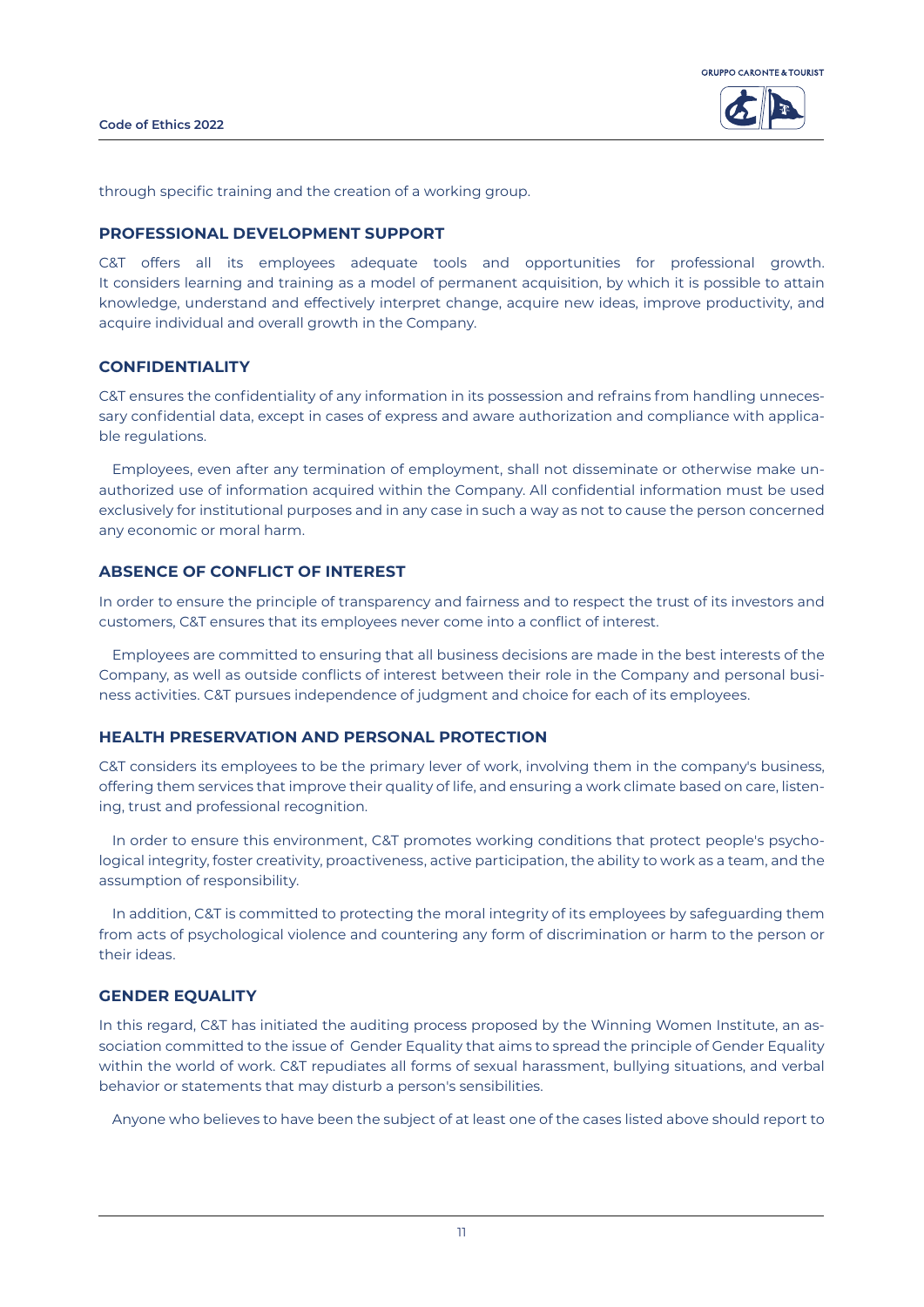through specific training and the creation of a working group.

## PROFESSIONAL DEVELOPMENT SUPPORT

C&T offers all its employees adequate tools and opportunities for professional growth. It considers learning and training as a model of permanent acquisition, by which it is possible to attain knowledge, understand and effectively interpret change, acquire new ideas, improve productivity, and acquire individual and overall growth in the Company.

## CONFIDENTIALITY

C&T ensures the confidentiality of any information in its possession and refrains from handling unnecessary confidential data, except in cases of express and aware authorization and compliance with applicable regulations.

Employees, even after any termination of employment, shall not disseminate or otherwise make unauthorized use of information acquired within the Company. All confidential information must be used exclusively for institutional purposes and in any case in such a way as not to cause the person concerned any economic or moral harm.

## ABSENCE OF CONFLICT OF INTEREST

In order to ensure the principle of transparency and fairness and to respect the trust of its investors and customers, C&T ensures that its employees never come into a conflict of interest.

Employees are committed to ensuring that all business decisions are made in the best interests of the Company, as well as outside conflicts of interest between their role in the Company and personal business activities. C&T pursues independence of judgment and choice for each of its employees.

## HEALTH PRESERVATION AND PERSONAL PROTECTION

C&T considers its employees to be the primary lever of work, involving them in the company's business, offering them services that improve their quality of life, and ensuring a work climate based on care, listening, trust and professional recognition.

In order to ensure this environment, C&T promotes working conditions that protect people's psychological integrity, foster creativity, proactiveness, active participation, the ability to work as a team, and the assumption of responsibility.

In addition, C&T is committed to protecting the moral integrity of its employees by safeguarding them from acts of psychological violence and countering any form of discrimination or harm to the person or their ideas.

## GENDER EQUALITY

In this regard, C&T has initiated the auditing process proposed by the Winning Women Institute, an association committed to the issue of Gender Equality that aims to spread the principle of Gender Equality within the world of work. C&T repudiates all forms of sexual harassment, bullying situations, and verbal behavior or statements that may disturb a person's sensibilities.

Anyone who believes to have been the subject of at least one of the cases listed above should report to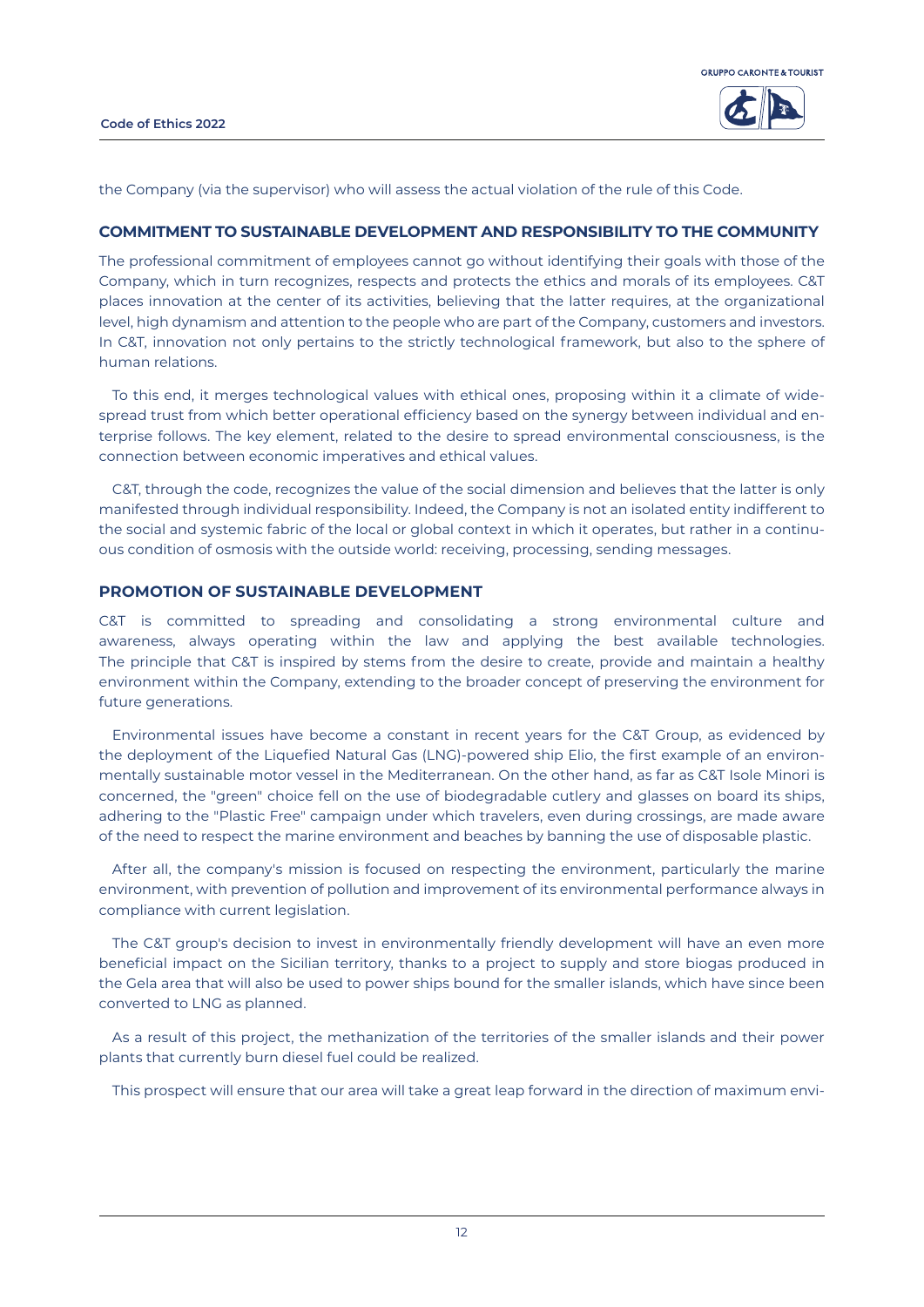the Company (via the supervisor) who will assess the actual violation of the rule of this Code.

## COMMITMENT TO SUSTAINABLE DEVELOPMENT AND RESPONSIBILITY TO THE COMMUNITY

The professional commitment of employees cannot go without identifying their goals with those of the Company, which in turn recognizes, respects and protects the ethics and morals of its employees. C&T places innovation at the center of its activities, believing that the latter requires, at the organizational level, high dynamism and attention to the people who are part of the Company, customers and investors. In C&T, innovation not only pertains to the strictly technological framework, but also to the sphere of human relations.

To this end, it merges technological values with ethical ones, proposing within it a climate of widespread trust from which better operational efficiency based on the synergy between individual and enterprise follows. The key element, related to the desire to spread environmental consciousness, is the connection between economic imperatives and ethical values.

C&T, through the code, recognizes the value of the social dimension and believes that the latter is only manifested through individual responsibility. Indeed, the Company is not an isolated entity indifferent to the social and systemic fabric of the local or global context in which it operates, but rather in a continuous condition of osmosis with the outside world: receiving, processing, sending messages.

## PROMOTION OF SUSTAINABLE DEVELOPMENT

C&T is committed to spreading and consolidating a strong environmental culture and awareness, always operating within the law and applying the best available technologies. The principle that C&T is inspired by stems from the desire to create, provide and maintain a healthy environment within the Company, extending to the broader concept of preserving the environment for future generations.

Environmental issues have become a constant in recent years for the C&T Group, as evidenced by the deployment of the Liquefied Natural Gas (LNG)-powered ship Elio, the first example of an environmentally sustainable motor vessel in the Mediterranean. On the other hand, as far as C&T Isole Minori is concerned, the "green" choice fell on the use of biodegradable cutlery and glasses on board its ships, adhering to the "Plastic Free" campaign under which travelers, even during crossings, are made aware of the need to respect the marine environment and beaches by banning the use of disposable plastic.

After all, the company's mission is focused on respecting the environment, particularly the marine environment, with prevention of pollution and improvement of its environmental performance always in compliance with current legislation.

The C&T group's decision to invest in environmentally friendly development will have an even more beneficial impact on the Sicilian territory, thanks to a project to supply and store biogas produced in the Gela area that will also be used to power ships bound for the smaller islands, which have since been converted to LNG as planned.

As a result of this project, the methanization of the territories of the smaller islands and their power plants that currently burn diesel fuel could be realized.

This prospect will ensure that our area will take a great leap forward in the direction of maximum envi-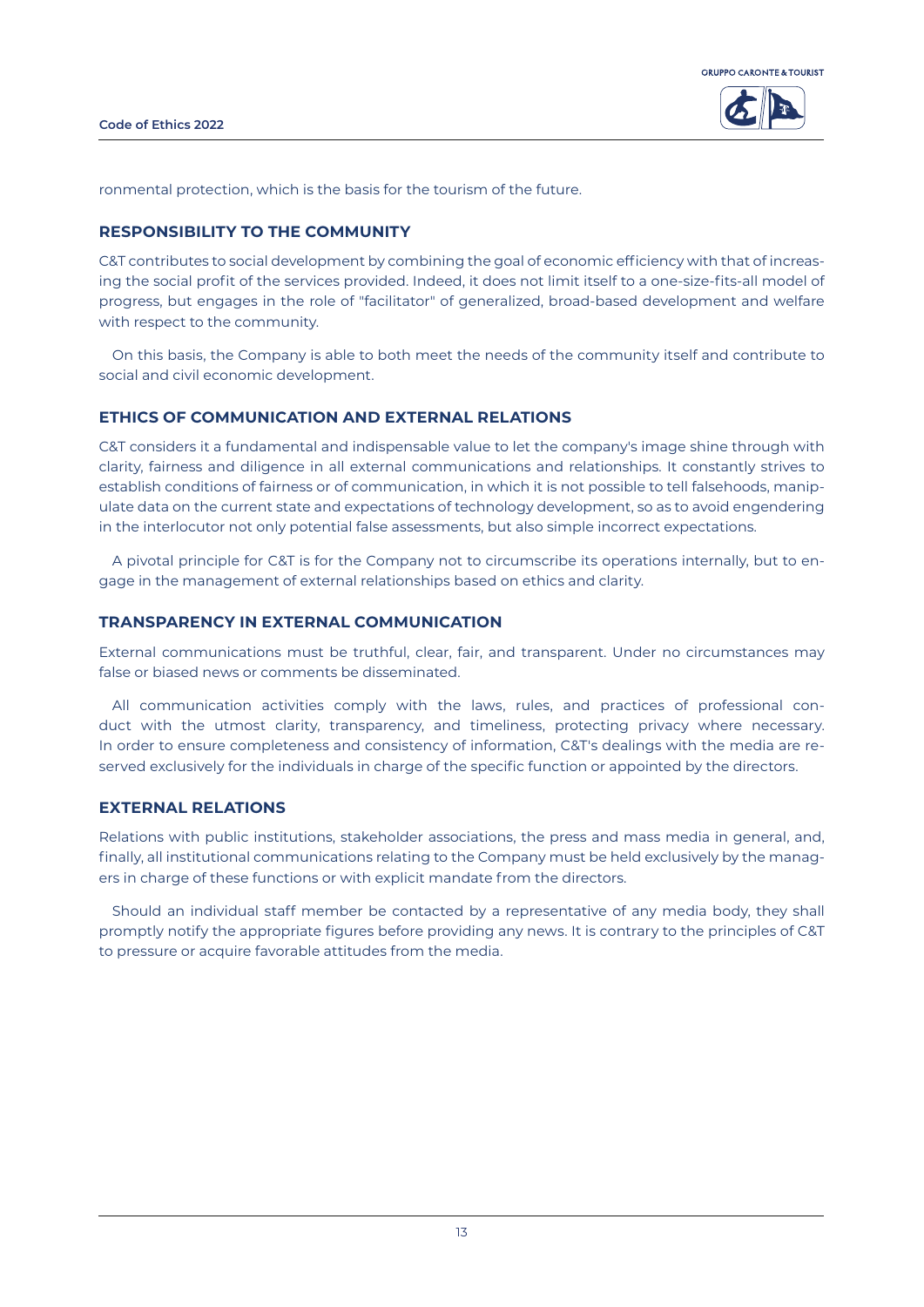ronmental protection, which is the basis for the tourism of the future.

## RESPONSIBILITY TO THE COMMUNITY

C&T contributes to social development by combining the goal of economic efficiency with that of increasing the social profit of the services provided. Indeed, it does not limit itself to a one-size-fits-all model of progress, but engages in the role of "facilitator" of generalized, broad-based development and welfare with respect to the community.

On this basis, the Company is able to both meet the needs of the community itself and contribute to social and civil economic development.

## ETHICS OF COMMUNICATION AND EXTERNAL RELATIONS

C&T considers it a fundamental and indispensable value to let the company's image shine through with clarity, fairness and diligence in all external communications and relationships. It constantly strives to establish conditions of fairness or of communication, in which it is not possible to tell falsehoods, manipulate data on the current state and expectations of technology development, so as to avoid engendering in the interlocutor not only potential false assessments, but also simple incorrect expectations.

A pivotal principle for C&T is for the Company not to circumscribe its operations internally, but to engage in the management of external relationships based on ethics and clarity.

## TRANSPARENCY IN EXTERNAL COMMUNICATION

External communications must be truthful, clear, fair, and transparent. Under no circumstances may false or biased news or comments be disseminated.

All communication activities comply with the laws, rules, and practices of professional conduct with the utmost clarity, transparency, and timeliness, protecting privacy where necessary. In order to ensure completeness and consistency of information, C&T's dealings with the media are reserved exclusively for the individuals in charge of the specific function or appointed by the directors.

## EXTERNAL RELATIONS

Relations with public institutions, stakeholder associations, the press and mass media in general, and, finally, all institutional communications relating to the Company must be held exclusively by the managers in charge of these functions or with explicit mandate from the directors.

Should an individual staff member be contacted by a representative of any media body, they shall promptly notify the appropriate figures before providing any news. It is contrary to the principles of C&T to pressure or acquire favorable attitudes from the media.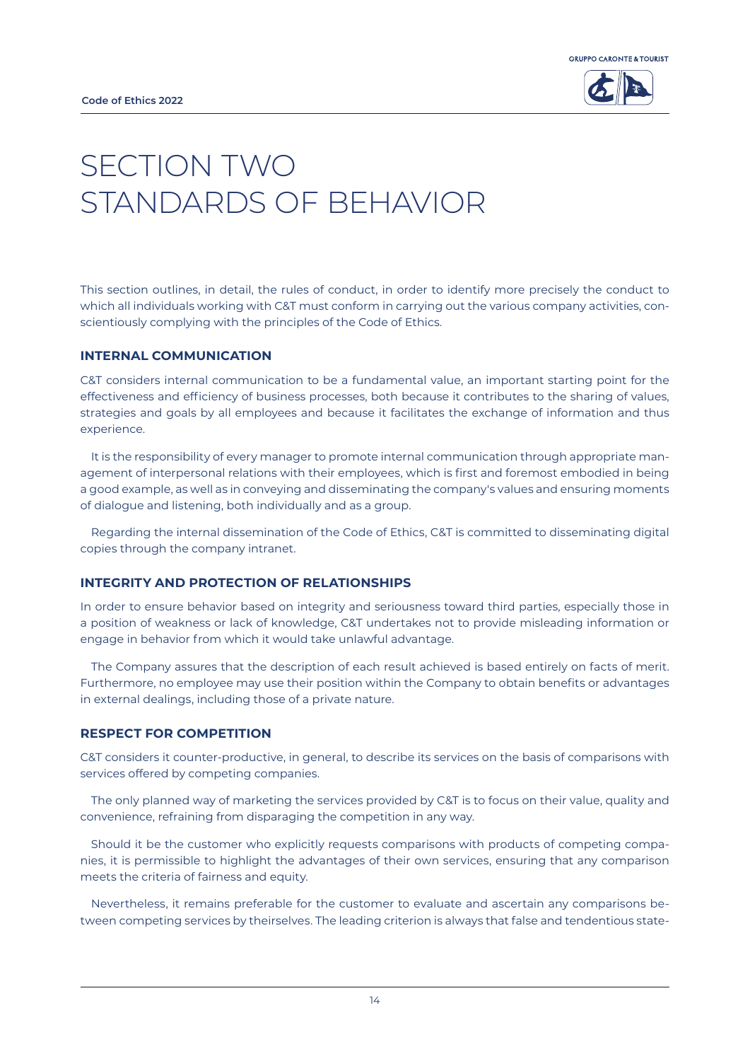# SECTION TWO STANDARDS OF BEHAVIOR

This section outlines, in detail, the rules of conduct, in order to identify more precisely the conduct to which all individuals working with C&T must conform in carrying out the various company activities, conscientiously complying with the principles of the Code of Ethics.

## INTERNAL COMMUNICATION

C&T considers internal communication to be a fundamental value, an important starting point for the effectiveness and efficiency of business processes, both because it contributes to the sharing of values, strategies and goals by all employees and because it facilitates the exchange of information and thus experience.

It is the responsibility of every manager to promote internal communication through appropriate management of interpersonal relations with their employees, which is first and foremost embodied in being a good example, as well as in conveying and disseminating the company's values and ensuring moments of dialogue and listening, both individually and as a group.

Regarding the internal dissemination of the Code of Ethics, C&T is committed to disseminating digital copies through the company intranet.

## INTEGRITY AND PROTECTION OF RELATIONSHIPS

In order to ensure behavior based on integrity and seriousness toward third parties, especially those in a position of weakness or lack of knowledge, C&T undertakes not to provide misleading information or engage in behavior from which it would take unlawful advantage.

The Company assures that the description of each result achieved is based entirely on facts of merit. Furthermore, no employee may use their position within the Company to obtain benefits or advantages in external dealings, including those of a private nature.

## RESPECT FOR COMPETITION

C&T considers it counter-productive, in general, to describe its services on the basis of comparisons with services offered by competing companies.

The only planned way of marketing the services provided by C&T is to focus on their value, quality and convenience, refraining from disparaging the competition in any way.

Should it be the customer who explicitly requests comparisons with products of competing companies, it is permissible to highlight the advantages of their own services, ensuring that any comparison meets the criteria of fairness and equity.

Nevertheless, it remains preferable for the customer to evaluate and ascertain any comparisons between competing services by theirselves. The leading criterion is always that false and tendentious state-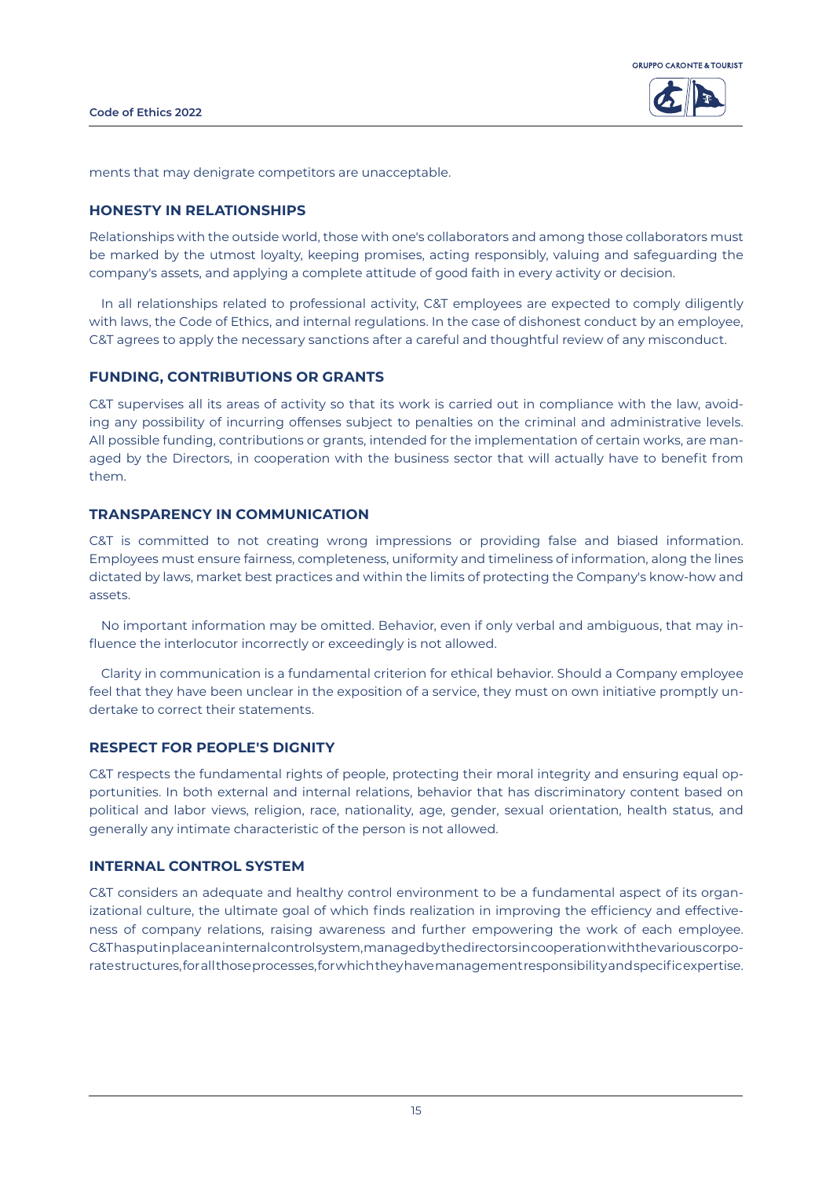ments that may denigrate competitors are unacceptable.

## HONESTY IN RELATIONSHIPS

Relationships with the outside world, those with one's collaborators and among those collaborators must be marked by the utmost loyalty, keeping promises, acting responsibly, valuing and safeguarding the company's assets, and applying a complete attitude of good faith in every activity or decision.

In all relationships related to professional activity, C&T employees are expected to comply diligently with laws, the Code of Ethics, and internal regulations. In the case of dishonest conduct by an employee, C&T agrees to apply the necessary sanctions after a careful and thoughtful review of any misconduct.

## FUNDING, CONTRIBUTIONS OR GRANTS

C&T supervises all its areas of activity so that its work is carried out in compliance with the law, avoiding any possibility of incurring offenses subject to penalties on the criminal and administrative levels. All possible funding, contributions or grants, intended for the implementation of certain works, are managed by the Directors, in cooperation with the business sector that will actually have to benefit from them.

## TRANSPARENCY IN COMMUNICATION

C&T is committed to not creating wrong impressions or providing false and biased information. Employees must ensure fairness, completeness, uniformity and timeliness of information, along the lines dictated by laws, market best practices and within the limits of protecting the Company's know-how and assets.

No important information may be omitted. Behavior, even if only verbal and ambiguous, that may influence the interlocutor incorrectly or exceedingly is not allowed.

Clarity in communication is a fundamental criterion for ethical behavior. Should a Company employee feel that they have been unclear in the exposition of a service, they must on own initiative promptly undertake to correct their statements.

## RESPECT FOR PEOPLE'S DIGNITY

C&T respects the fundamental rights of people, protecting their moral integrity and ensuring equal opportunities. In both external and internal relations, behavior that has discriminatory content based on political and labor views, religion, race, nationality, age, gender, sexual orientation, health status, and generally any intimate characteristic of the person is not allowed.

## INTERNAL CONTROL SYSTEM

C&T considers an adequate and healthy control environment to be a fundamental aspect of its organizational culture, the ultimate goal of which finds realization in improving the efficiency and effectiveness of company relations, raising awareness and further empowering the work of each employee. C&T has put in place an internal control system, managed by the directors in cooperation with the various corporate structures, for all those processes, for which they have management responsibility and specific expertise.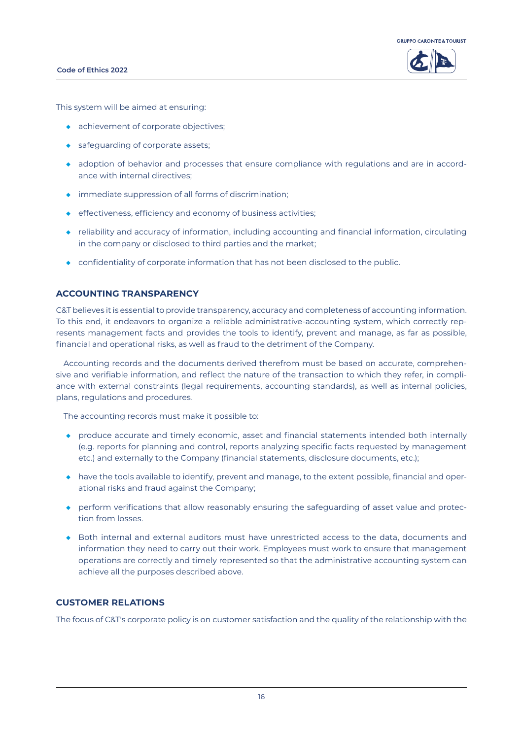This system will be aimed at ensuring:

- achievement of corporate objectives;
- safeguarding of corporate assets;
- adoption of behavior and processes that ensure compliance with regulations and are in accordance with internal directives;
- immediate suppression of all forms of discrimination;
- effectiveness, efficiency and economy of business activities;
- reliability and accuracy of information, including accounting and financial information, circulating in the company or disclosed to third parties and the market;
- confidentiality of corporate information that has not been disclosed to the public.

## ACCOUNTING TRANSPARENCY

C&T believes it is essential to provide transparency, accuracy and completeness of accounting information. To this end, it endeavors to organize a reliable administrative-accounting system, which correctly represents management facts and provides the tools to identify, prevent and manage, as far as possible, financial and operational risks, as well as fraud to the detriment of the Company.

Accounting records and the documents derived therefrom must be based on accurate, comprehensive and verifiable information, and reflect the nature of the transaction to which they refer, in compliance with external constraints (legal requirements, accounting standards), as well as internal policies, plans, regulations and procedures.

The accounting records must make it possible to:

- produce accurate and timely economic, asset and financial statements intended both internally (e.g. reports for planning and control, reports analyzing specific facts requested by management etc.) and externally to the Company (financial statements, disclosure documents, etc.);
- have the tools available to identify, prevent and manage, to the extent possible, financial and operational risks and fraud against the Company;
- perform verifications that allow reasonably ensuring the safeguarding of asset value and protection from losses.
- Both internal and external auditors must have unrestricted access to the data, documents and information they need to carry out their work. Employees must work to ensure that management operations are correctly and timely represented so that the administrative accounting system can achieve all the purposes described above.

## CUSTOMER RELATIONS

The focus of C&T's corporate policy is on customer satisfaction and the quality of the relationship with the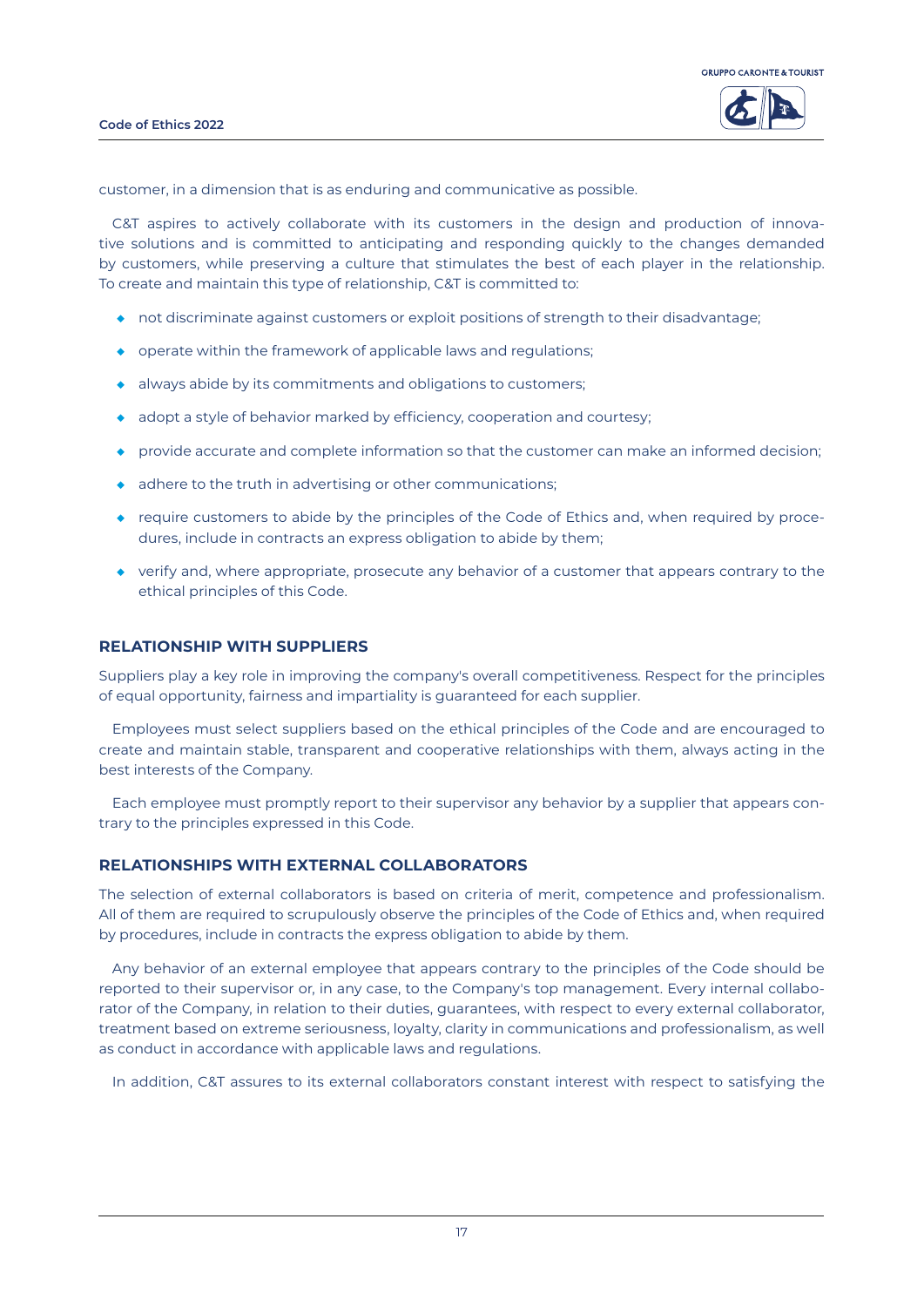customer, in a dimension that is as enduring and communicative as possible.

C&T aspires to actively collaborate with its customers in the design and production of innovative solutions and is committed to anticipating and responding quickly to the changes demanded by customers, while preserving a culture that stimulates the best of each player in the relationship. To create and maintain this type of relationship, C&T is committed to:

- not discriminate against customers or exploit positions of strength to their disadvantage;
- operate within the framework of applicable laws and regulations;
- always abide by its commitments and obligations to customers;
- adopt a style of behavior marked by efficiency, cooperation and courtesy;
- provide accurate and complete information so that the customer can make an informed decision;
- adhere to the truth in advertising or other communications;
- require customers to abide by the principles of the Code of Ethics and, when required by procedures, include in contracts an express obligation to abide by them;
- verify and, where appropriate, prosecute any behavior of a customer that appears contrary to the ethical principles of this Code.

## RELATIONSHIP WITH SUPPLIERS

Suppliers play a key role in improving the company's overall competitiveness. Respect for the principles of equal opportunity, fairness and impartiality is guaranteed for each supplier.

Employees must select suppliers based on the ethical principles of the Code and are encouraged to create and maintain stable, transparent and cooperative relationships with them, always acting in the best interests of the Company.

Each employee must promptly report to their supervisor any behavior by a supplier that appears contrary to the principles expressed in this Code.

## RELATIONSHIPS WITH EXTERNAL COLLABORATORS

The selection of external collaborators is based on criteria of merit, competence and professionalism. All of them are required to scrupulously observe the principles of the Code of Ethics and, when required by procedures, include in contracts the express obligation to abide by them.

Any behavior of an external employee that appears contrary to the principles of the Code should be reported to their supervisor or, in any case, to the Company's top management. Every internal collaborator of the Company, in relation to their duties, guarantees, with respect to every external collaborator, treatment based on extreme seriousness, loyalty, clarity in communications and professionalism, as well as conduct in accordance with applicable laws and regulations.

In addition, C&T assures to its external collaborators constant interest with respect to satisfying the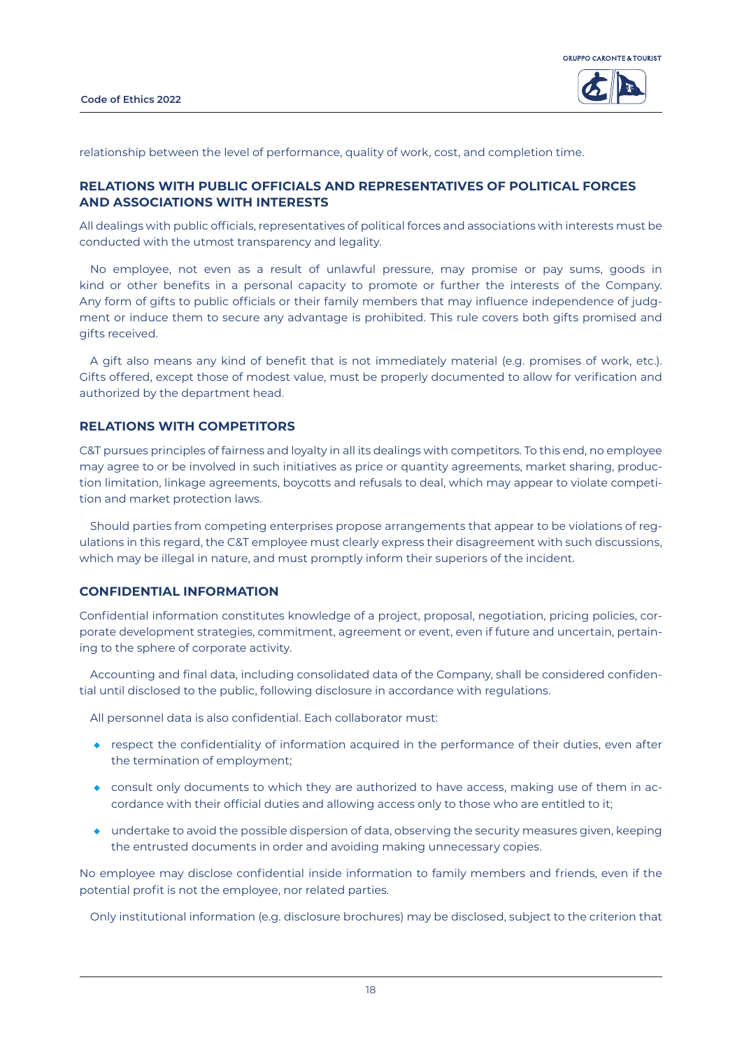relationship between the level of performance, quality of work, cost, and completion time.

## RELATIONS WITH PUBLIC OFFICIALS AND REPRESENTATIVES OF POLITICAL FORCES AND ASSOCIATIONS WITH INTERESTS

All dealings with public officials, representatives of political forces and associations with interests must be conducted with the utmost transparency and legality.

No employee, not even as a result of unlawful pressure, may promise or pay sums, goods in kind or other benefits in a personal capacity to promote or further the interests of the Company. Any form of gifts to public officials or their family members that may influence independence of judgment or induce them to secure any advantage is prohibited. This rule covers both gifts promised and gifts received.

A gift also means any kind of benefit that is not immediately material (e.g. promises of work, etc.). Gifts offered, except those of modest value, must be properly documented to allow for verification and authorized by the department head.

## RELATIONS WITH COMPETITORS

C&T pursues principles of fairness and loyalty in all its dealings with competitors. To this end, no employee may agree to or be involved in such initiatives as price or quantity agreements, market sharing, production limitation, linkage agreements, boycotts and refusals to deal, which may appear to violate competition and market protection laws.

Should parties from competing enterprises propose arrangements that appear to be violations of regulations in this regard, the C&T employee must clearly express their disagreement with such discussions, which may be illegal in nature, and must promptly inform their superiors of the incident.

## CONFIDENTIAL INFORMATION

Confidential information constitutes knowledge of a project, proposal, negotiation, pricing policies, corporate development strategies, commitment, agreement or event, even if future and uncertain, pertaining to the sphere of corporate activity.

Accounting and final data, including consolidated data of the Company, shall be considered confidential until disclosed to the public, following disclosure in accordance with regulations.

All personnel data is also confidential. Each collaborator must:

- respect the confidentiality of information acquired in the performance of their duties, even after the termination of employment;
- consult only documents to which they are authorized to have access, making use of them in accordance with their official duties and allowing access only to those who are entitled to it;
- undertake to avoid the possible dispersion of data, observing the security measures given, keeping the entrusted documents in order and avoiding making unnecessary copies.

No employee may disclose confidential inside information to family members and friends, even if the potential profit is not the employee, nor related parties.

Only institutional information (e.g. disclosure brochures) may be disclosed, subject to the criterion that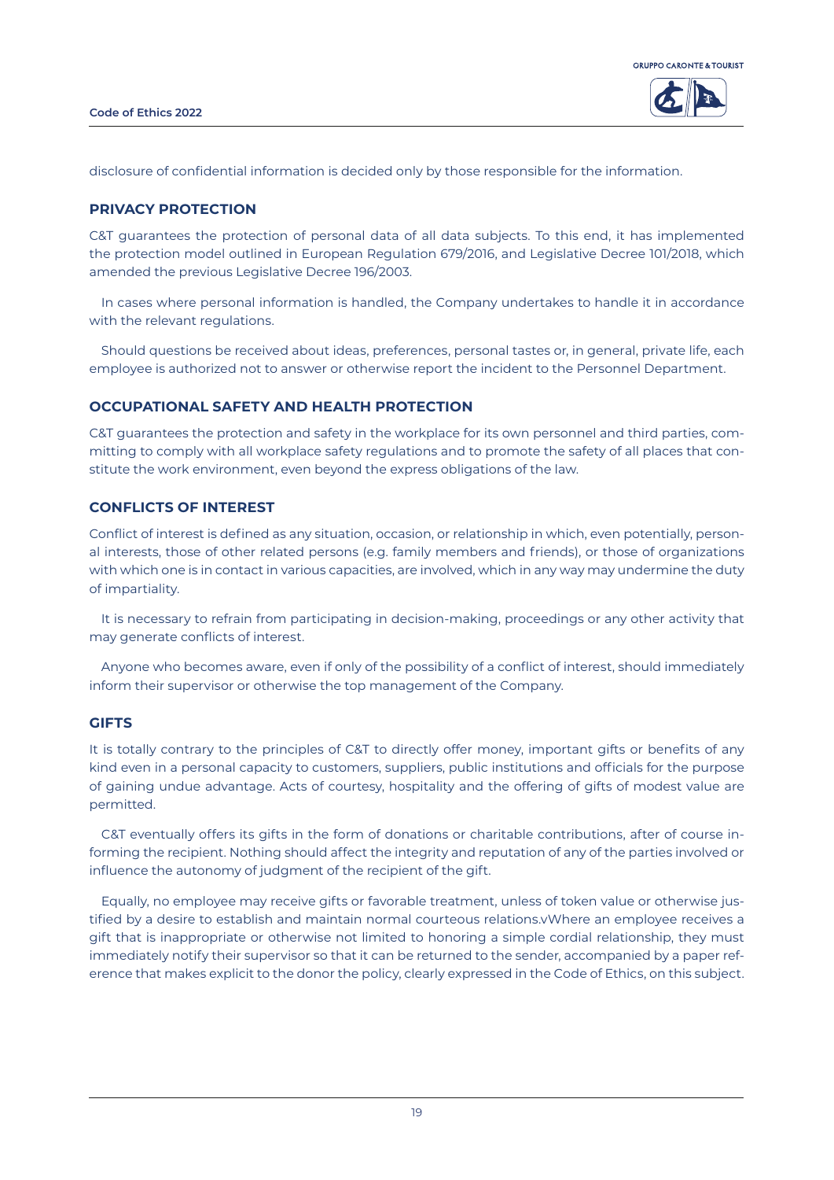disclosure of confidential information is decided only by those responsible for the information.

### PRIVACY PROTECTION

C&T guarantees the protection of personal data of all data subjects. To this end, it has implemented the protection model outlined in European Regulation 679/2016, and Legislative Decree 101/2018, which amended the previous Legislative Decree 196/2003.

In cases where personal information is handled, the Company undertakes to handle it in accordance with the relevant regulations.

Should questions be received about ideas, preferences, personal tastes or, in general, private life, each employee is authorized not to answer or otherwise report the incident to the Personnel Department.

### OCCUPATIONAL SAFETY AND HEALTH PROTECTION

C&T guarantees the protection and safety in the workplace for its own personnel and third parties, committing to comply with all workplace safety regulations and to promote the safety of all places that constitute the work environment, even beyond the express obligations of the law.

### CONFLICTS OF INTEREST

Conflict of interest is defined as any situation, occasion, or relationship in which, even potentially, personal interests, those of other related persons (e.g. family members and friends), or those of organizations with which one is in contact in various capacities, are involved, which in any way may undermine the duty of impartiality.

It is necessary to refrain from participating in decision-making, proceedings or any other activity that may generate conflicts of interest.

Anyone who becomes aware, even if only of the possibility of a conflict of interest, should immediately inform their supervisor or otherwise the top management of the Company.

### GIFTS

It is totally contrary to the principles of C&T to directly offer money, important gifts or benefits of any kind even in a personal capacity to customers, suppliers, public institutions and officials for the purpose of gaining undue advantage. Acts of courtesy, hospitality and the offering of gifts of modest value are permitted.

C&T eventually offers its gifts in the form of donations or charitable contributions, after of course informing the recipient. Nothing should affect the integrity and reputation of any of the parties involved or influence the autonomy of judgment of the recipient of the gift.

Equally, no employee may receive gifts or favorable treatment, unless of token value or otherwise justified by a desire to establish and maintain normal courteous relations.vWhere an employee receives a gift that is inappropriate or otherwise not limited to honoring a simple cordial relationship, they must immediately notify their supervisor so that it can be returned to the sender, accompanied by a paper reference that makes explicit to the donor the policy, clearly expressed in the Code of Ethics, on this subject.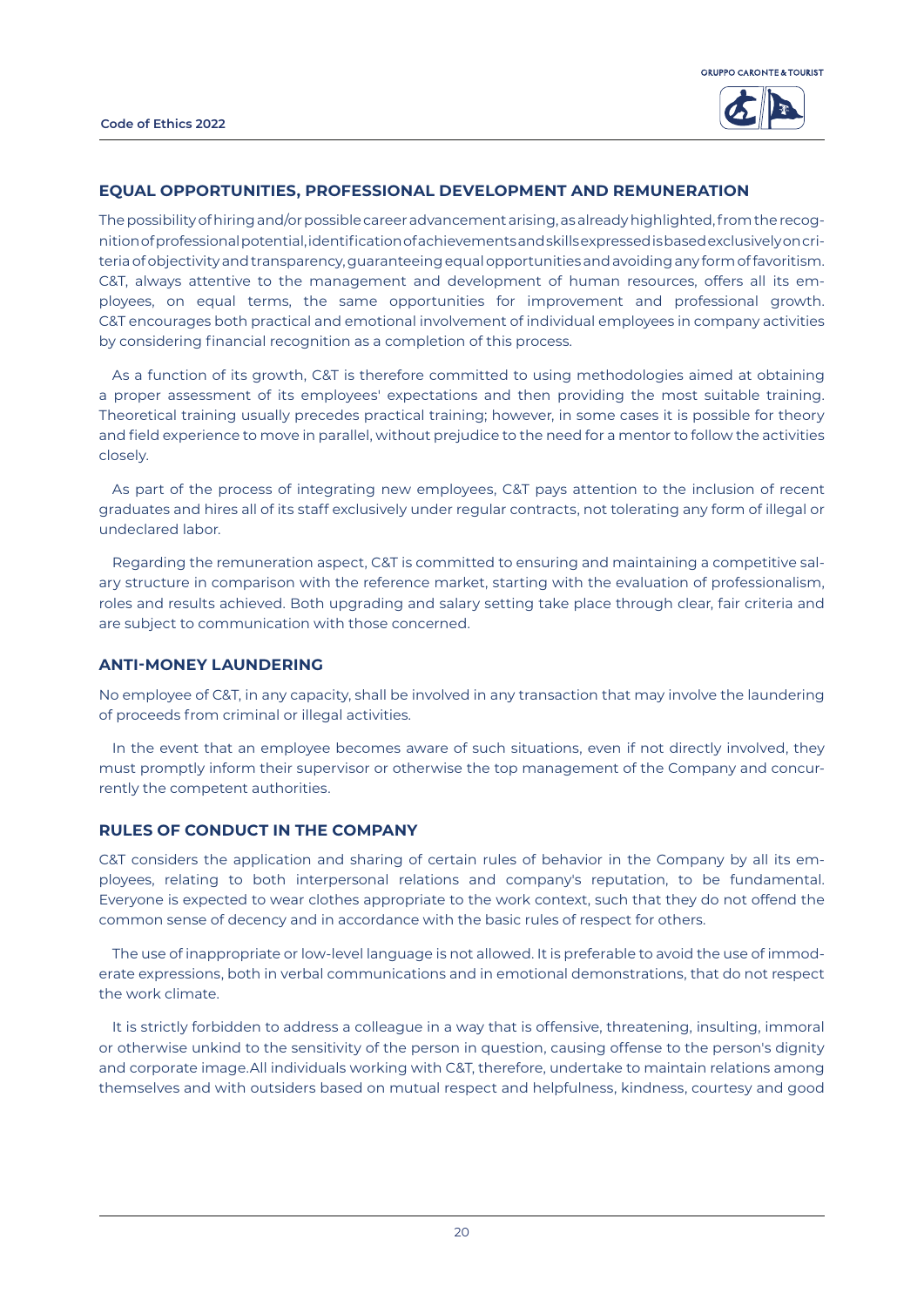## EQUAL OPPORTUNITIES, PROFESSIONAL DEVELOPMENT AND REMUNERATION

The possibility of hiring and/or possible career advancement arising, as already highlighted, from the recognition of professional potential, identification of achievements and skills expressed is based exclusively on criteria of objectivity and transparency, guaranteeing equal opportunities and avoiding any form of favoritism. C&T, always attentive to the management and development of human resources, offers all its employees, on equal terms, the same opportunities for improvement and professional growth. C&T encourages both practical and emotional involvement of individual employees in company activities by considering financial recognition as a completion of this process.

As a function of its growth, C&T is therefore committed to using methodologies aimed at obtaining a proper assessment of its employees' expectations and then providing the most suitable training. Theoretical training usually precedes practical training; however, in some cases it is possible for theory and field experience to move in parallel, without prejudice to the need for a mentor to follow the activities closely.

As part of the process of integrating new employees, C&T pays attention to the inclusion of recent graduates and hires all of its staff exclusively under regular contracts, not tolerating any form of illegal or undeclared labor.

Regarding the remuneration aspect, C&T is committed to ensuring and maintaining a competitive salary structure in comparison with the reference market, starting with the evaluation of professionalism, roles and results achieved. Both upgrading and salary setting take place through clear, fair criteria and are subject to communication with those concerned.

## ANTI-MONEY LAUNDERING

No employee of C&T, in any capacity, shall be involved in any transaction that may involve the laundering of proceeds from criminal or illegal activities.

In the event that an employee becomes aware of such situations, even if not directly involved, they must promptly inform their supervisor or otherwise the top management of the Company and concurrently the competent authorities.

## RULES OF CONDUCT IN THE COMPANY

C&T considers the application and sharing of certain rules of behavior in the Company by all its employees, relating to both interpersonal relations and company's reputation, to be fundamental. Everyone is expected to wear clothes appropriate to the work context, such that they do not offend the common sense of decency and in accordance with the basic rules of respect for others.

The use of inappropriate or low-level language is not allowed. It is preferable to avoid the use of immoderate expressions, both in verbal communications and in emotional demonstrations, that do not respect the work climate.

It is strictly forbidden to address a colleague in a way that is offensive, threatening, insulting, immoral or otherwise unkind to the sensitivity of the person in question, causing offense to the person's dignity and corporate image.All individuals working with C&T, therefore, undertake to maintain relations among themselves and with outsiders based on mutual respect and helpfulness, kindness, courtesy and good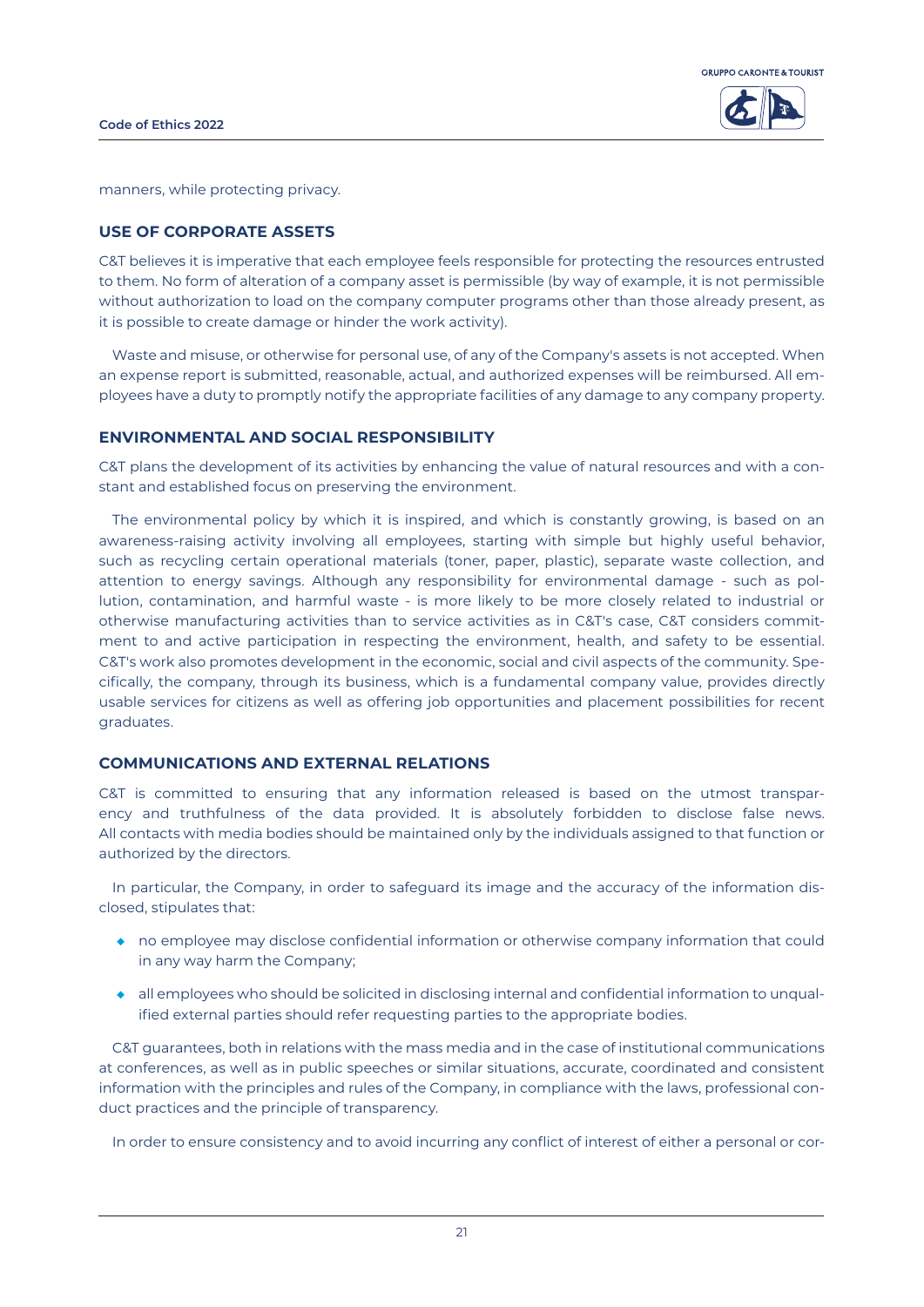manners, while protecting privacy.

## USE OF CORPORATE ASSETS

C&T believes it is imperative that each employee feels responsible for protecting the resources entrusted to them. No form of alteration of a company asset is permissible (by way of example, it is not permissible without authorization to load on the company computer programs other than those already present, as it is possible to create damage or hinder the work activity).

Waste and misuse, or otherwise for personal use, of any of the Company's assets is not accepted. When an expense report is submitted, reasonable, actual, and authorized expenses will be reimbursed. All employees have a duty to promptly notify the appropriate facilities of any damage to any company property.

## ENVIRONMENTAL AND SOCIAL RESPONSIBILITY

C&T plans the development of its activities by enhancing the value of natural resources and with a constant and established focus on preserving the environment.

The environmental policy by which it is inspired, and which is constantly growing, is based on an awareness-raising activity involving all employees, starting with simple but highly useful behavior, such as recycling certain operational materials (toner, paper, plastic), separate waste collection, and attention to energy savings. Although any responsibility for environmental damage - such as pollution, contamination, and harmful waste - is more likely to be more closely related to industrial or otherwise manufacturing activities than to service activities as in C&T's case, C&T considers commitment to and active participation in respecting the environment, health, and safety to be essential. C&T's work also promotes development in the economic, social and civil aspects of the community. Specifically, the company, through its business, which is a fundamental company value, provides directly usable services for citizens as well as offering job opportunities and placement possibilities for recent graduates.

## COMMUNICATIONS AND EXTERNAL RELATIONS

C&T is committed to ensuring that any information released is based on the utmost transparency and truthfulness of the data provided. It is absolutely forbidden to disclose false news. All contacts with media bodies should be maintained only by the individuals assigned to that function or authorized by the directors.

In particular, the Company, in order to safeguard its image and the accuracy of the information disclosed, stipulates that:

- no employee may disclose confidential information or otherwise company information that could in any way harm the Company;
- all employees who should be solicited in disclosing internal and confidential information to unqualified external parties should refer requesting parties to the appropriate bodies.

C&T guarantees, both in relations with the mass media and in the case of institutional communications at conferences, as well as in public speeches or similar situations, accurate, coordinated and consistent information with the principles and rules of the Company, in compliance with the laws, professional conduct practices and the principle of transparency.

In order to ensure consistency and to avoid incurring any conflict of interest of either a personal or cor-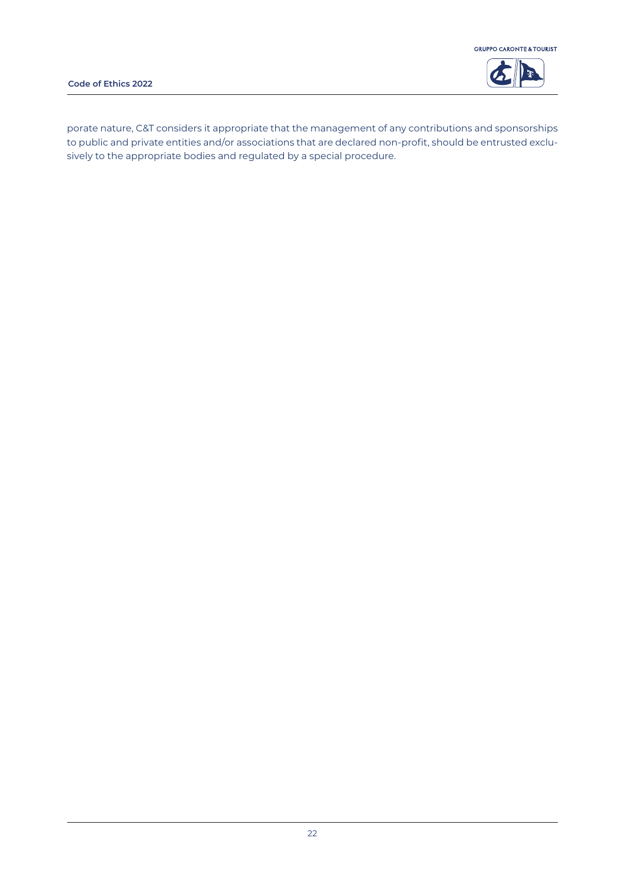porate nature, C&T considers it appropriate that the management of any contributions and sponsorships to public and private entities and/or associations that are declared non-profit, should be entrusted exclusively to the appropriate bodies and regulated by a special procedure.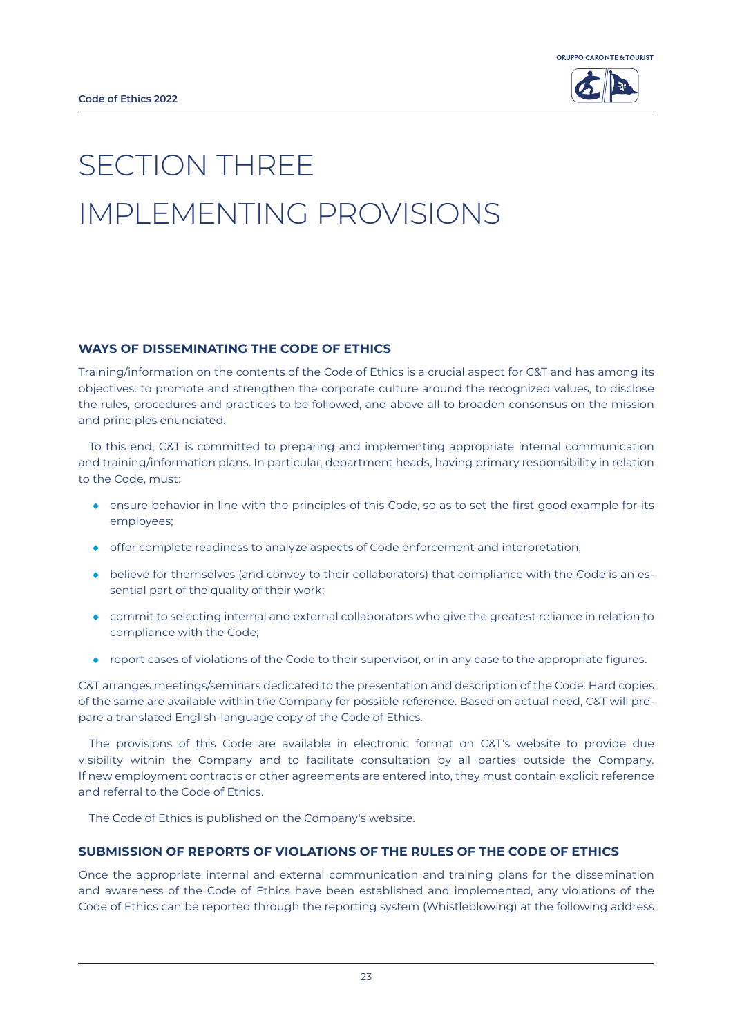# SECTION THREE
# IMPLEMENTING PROVISIONS

## WAYS OF DISSEMINATING THE CODE OF ETHICS

Training/information on the contents of the Code of Ethics is a crucial aspect for C&T and has among its objectives: to promote and strengthen the corporate culture around the recognized values, to disclose the rules, procedures and practices to be followed, and above all to broaden consensus on the mission and principles enunciated.

To this end, C&T is committed to preparing and implementing appropriate internal communication and training/information plans. In particular, department heads, having primary responsibility in relation to the Code, must:

- ensure behavior in line with the principles of this Code, so as to set the first good example for its employees;
- offer complete readiness to analyze aspects of Code enforcement and interpretation;
- believe for themselves (and convey to their collaborators) that compliance with the Code is an essential part of the quality of their work;
- commit to selecting internal and external collaborators who give the greatest reliance in relation to compliance with the Code;
- report cases of violations of the Code to their supervisor, or in any case to the appropriate figures.

C&T arranges meetings/seminars dedicated to the presentation and description of the Code. Hard copies of the same are available within the Company for possible reference. Based on actual need, C&T will prepare a translated English-language copy of the Code of Ethics.

The provisions of this Code are available in electronic format on C&T's website to provide due visibility within the Company and to facilitate consultation by all parties outside the Company. If new employment contracts or other agreements are entered into, they must contain explicit reference and referral to the Code of Ethics.

The Code of Ethics is published on the Company's website.

## SUBMISSION OF REPORTS OF VIOLATIONS OF THE RULES OF THE CODE OF ETHICS

Once the appropriate internal and external communication and training plans for the dissemination and awareness of the Code of Ethics have been established and implemented, any violations of the Code of Ethics can be reported through the reporting system (Whistleblowing) at the following address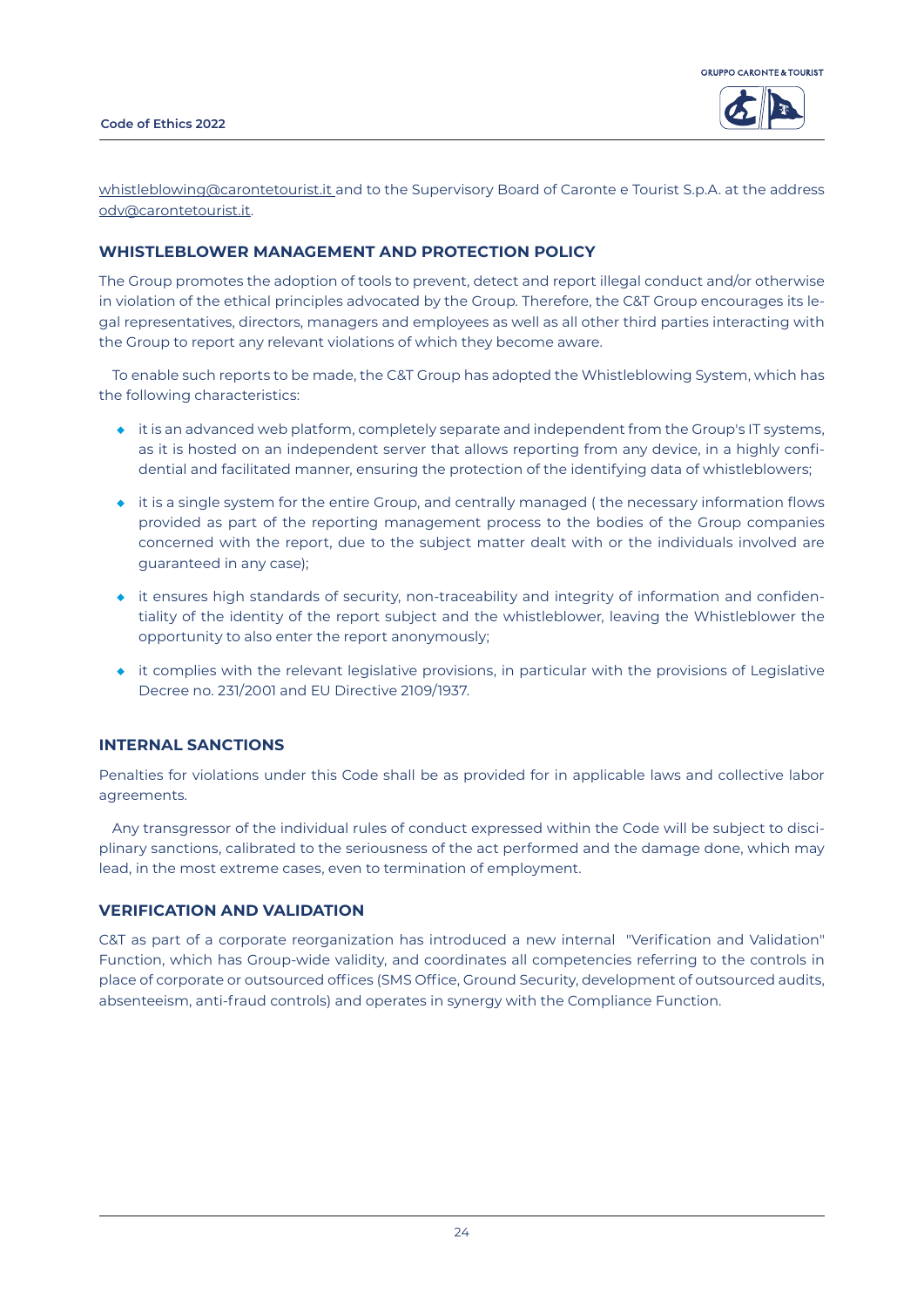whistleblowing@carontetourist.it and to the Supervisory Board of Caronte e Tourist S.p.A. at the address odv@carontetourist.it.

## WHISTLEBLOWER MANAGEMENT AND PROTECTION POLICY

The Group promotes the adoption of tools to prevent, detect and report illegal conduct and/or otherwise in violation of the ethical principles advocated by the Group. Therefore, the C&T Group encourages its legal representatives, directors, managers and employees as well as all other third parties interacting with the Group to report any relevant violations of which they become aware.

To enable such reports to be made, the C&T Group has adopted the Whistleblowing System, which has the following characteristics:

- it is an advanced web platform, completely separate and independent from the Group's IT systems, as it is hosted on an independent server that allows reporting from any device, in a highly confidential and facilitated manner, ensuring the protection of the identifying data of whistleblowers;
- it is a single system for the entire Group, and centrally managed ( the necessary information flows provided as part of the reporting management process to the bodies of the Group companies concerned with the report, due to the subject matter dealt with or the individuals involved are guaranteed in any case);
- it ensures high standards of security, non-traceability and integrity of information and confidentiality of the identity of the report subject and the whistleblower, leaving the Whistleblower the opportunity to also enter the report anonymously;
- it complies with the relevant legislative provisions, in particular with the provisions of Legislative Decree no. 231/2001 and EU Directive 2109/1937.

## INTERNAL SANCTIONS

Penalties for violations under this Code shall be as provided for in applicable laws and collective labor agreements.

Any transgressor of the individual rules of conduct expressed within the Code will be subject to disciplinary sanctions, calibrated to the seriousness of the act performed and the damage done, which may lead, in the most extreme cases, even to termination of employment.

## VERIFICATION AND VALIDATION

C&T as part of a corporate reorganization has introduced a new internal "Verification and Validation" Function, which has Group-wide validity, and coordinates all competencies referring to the controls in place of corporate or outsourced offices (SMS Office, Ground Security, development of outsourced audits, absenteeism, anti-fraud controls) and operates in synergy with the Compliance Function.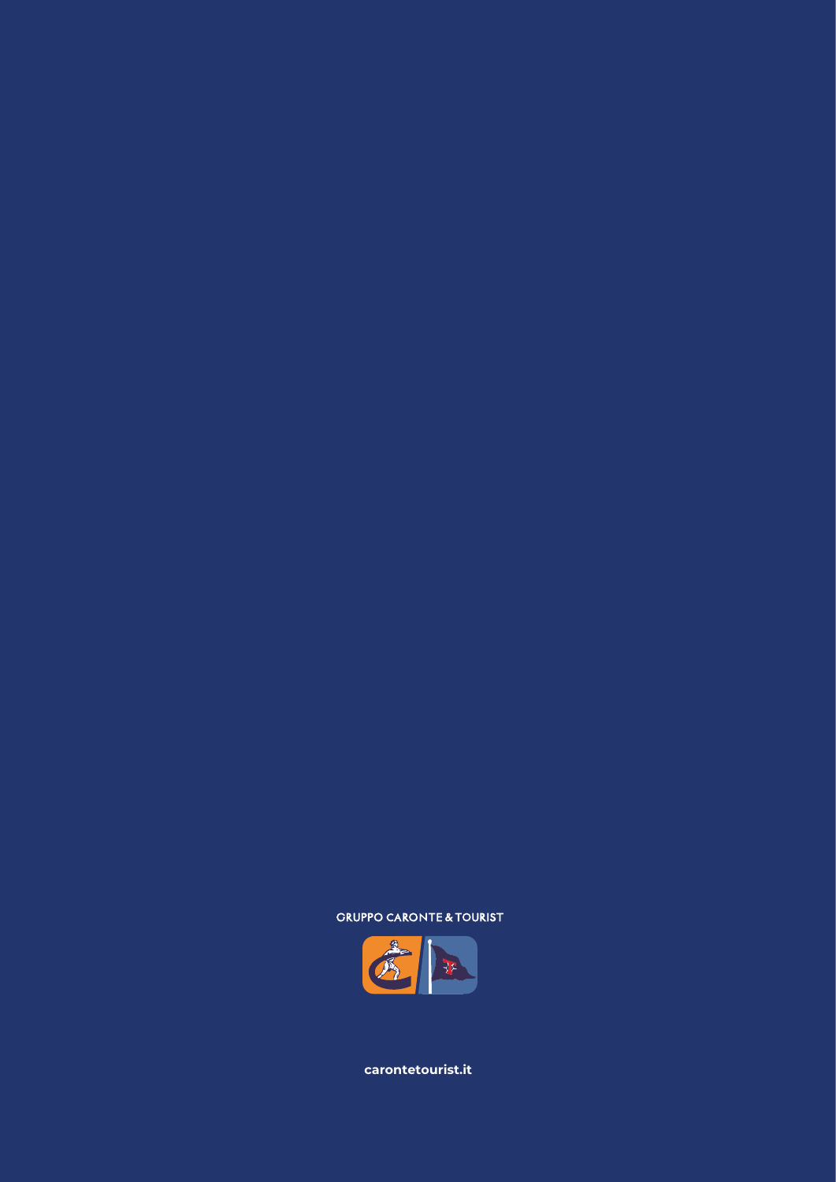GRUPPO CARONTE & TOURIST

carontetourist.it